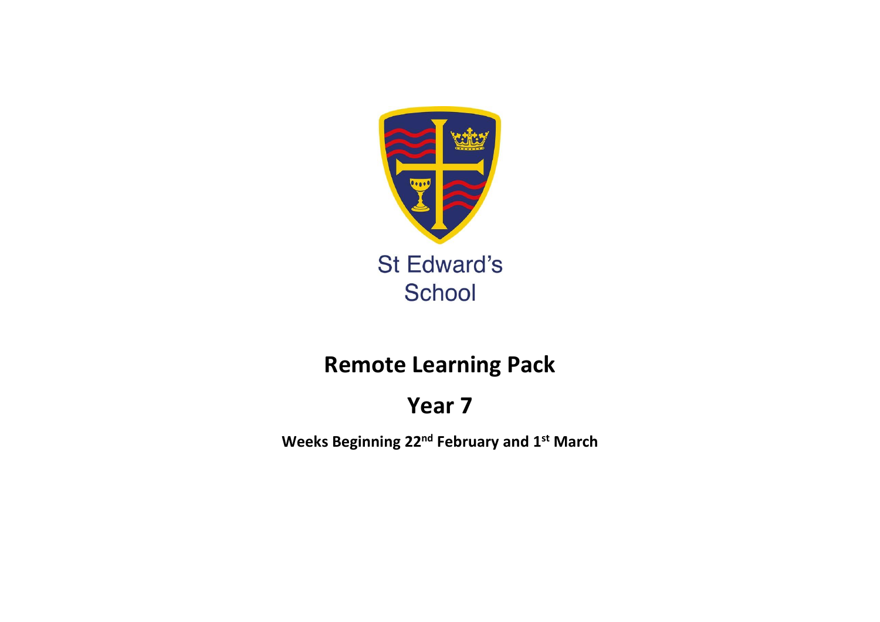St Edward's School

# Remote Learning Pack

## Year 7

**Weeks Beginning 22nd February and 1st March**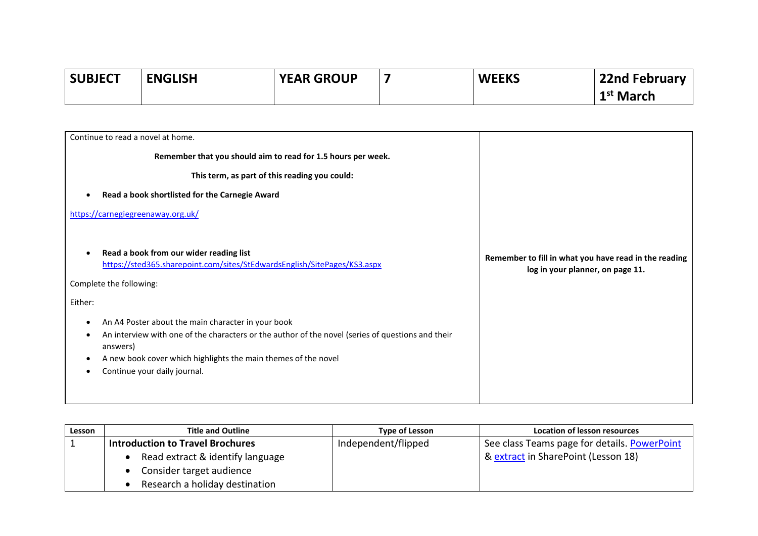| SUBJECT | ENGLISH | YEAR GROUP | 7 | WEEKS | 22nd February<br>1st March |
|---|---|---|---|---|---|

| | |
|---|---|
| Continue to read a novel at home.<br><br>**Remember that you should aim to read for 1.5 hours per week.**<br><br>**This term, as part of this reading you could:**<br><br>• **Read a book shortlisted for the Carnegie Award**<br><br>[https://carnegiegreenaway.org.uk/](https://carnegiegreenaway.org.uk/)<br><br>• **Read a book from our wider reading list** [https://sted365.sharepoint.com/sites/StEdwardsEnglish/SitePages/KS3.aspx](https://sted365.sharepoint.com/sites/StEdwardsEnglish/SitePages/KS3.aspx)<br><br>Complete the following:<br><br>Either:<br><br>• An A4 Poster about the main character in your book<br>• An interview with one of the characters or the author of the novel (series of questions and their answers)<br>• A new book cover which highlights the main themes of the novel<br>• Continue your daily journal. | **Remember to fill in what you have read in the reading log in your planner, on page 11.** |

| Lesson | Title and Outline | Type of Lesson | Location of lesson resources |
|---|---|---|---|
| 1 | **Introduction to Travel Brochures**<br>• Read extract & identify language<br>• Consider target audience<br>• Research a holiday destination | Independent/flipped | See class Teams page for details. PowerPoint & extract in SharePoint (Lesson 18) |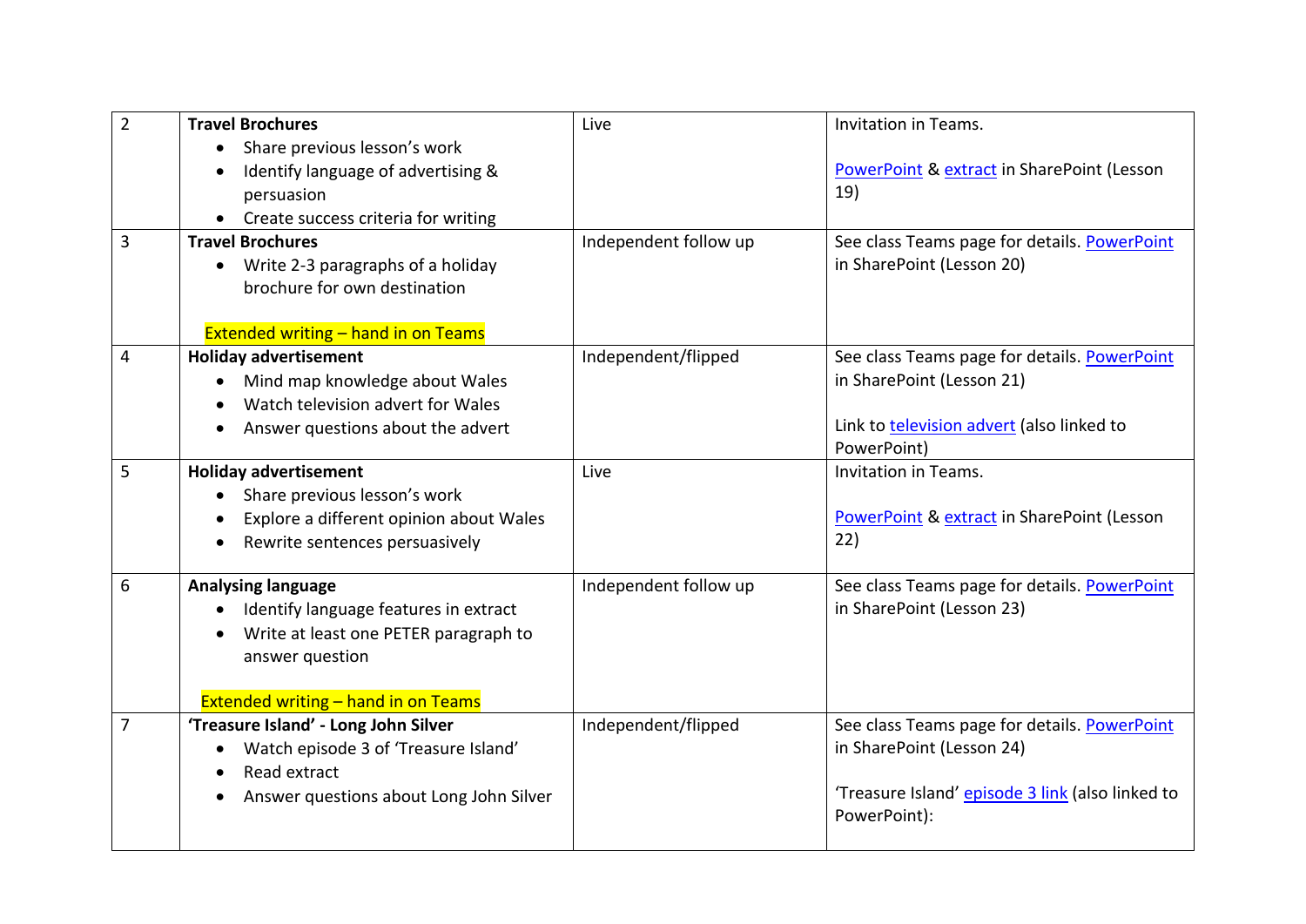| | | | |
|---|---|---|---|
| 2 | **Travel Brochures**<br>• Share previous lesson's work<br>• Identify language of advertising & persuasion<br>• Create success criteria for writing | Live | Invitation in Teams.<br><br>PowerPoint & extract in SharePoint (Lesson 19) |
| 3 | **Travel Brochures**<br>• Write 2-3 paragraphs of a holiday brochure for own destination<br><br>Extended writing – hand in on Teams | Independent follow up | See class Teams page for details. PowerPoint in SharePoint (Lesson 20) |
| 4 | **Holiday advertisement**<br>• Mind map knowledge about Wales<br>• Watch television advert for Wales<br>• Answer questions about the advert | Independent/flipped | See class Teams page for details. PowerPoint in SharePoint (Lesson 21)<br><br>Link to television advert (also linked to PowerPoint) |
| 5 | **Holiday advertisement**<br>• Share previous lesson's work<br>• Explore a different opinion about Wales<br>• Rewrite sentences persuasively | Live | Invitation in Teams.<br><br>PowerPoint & extract in SharePoint (Lesson 22) |
| 6 | **Analysing language**<br>• Identify language features in extract<br>• Write at least one PETER paragraph to answer question<br><br>Extended writing – hand in on Teams | Independent follow up | See class Teams page for details. PowerPoint in SharePoint (Lesson 23) |
| 7 | **'Treasure Island' - Long John Silver**<br>• Watch episode 3 of 'Treasure Island'<br>• Read extract<br>• Answer questions about Long John Silver | Independent/flipped | See class Teams page for details. PowerPoint in SharePoint (Lesson 24)<br><br>'Treasure Island' episode 3 link (also linked to PowerPoint): |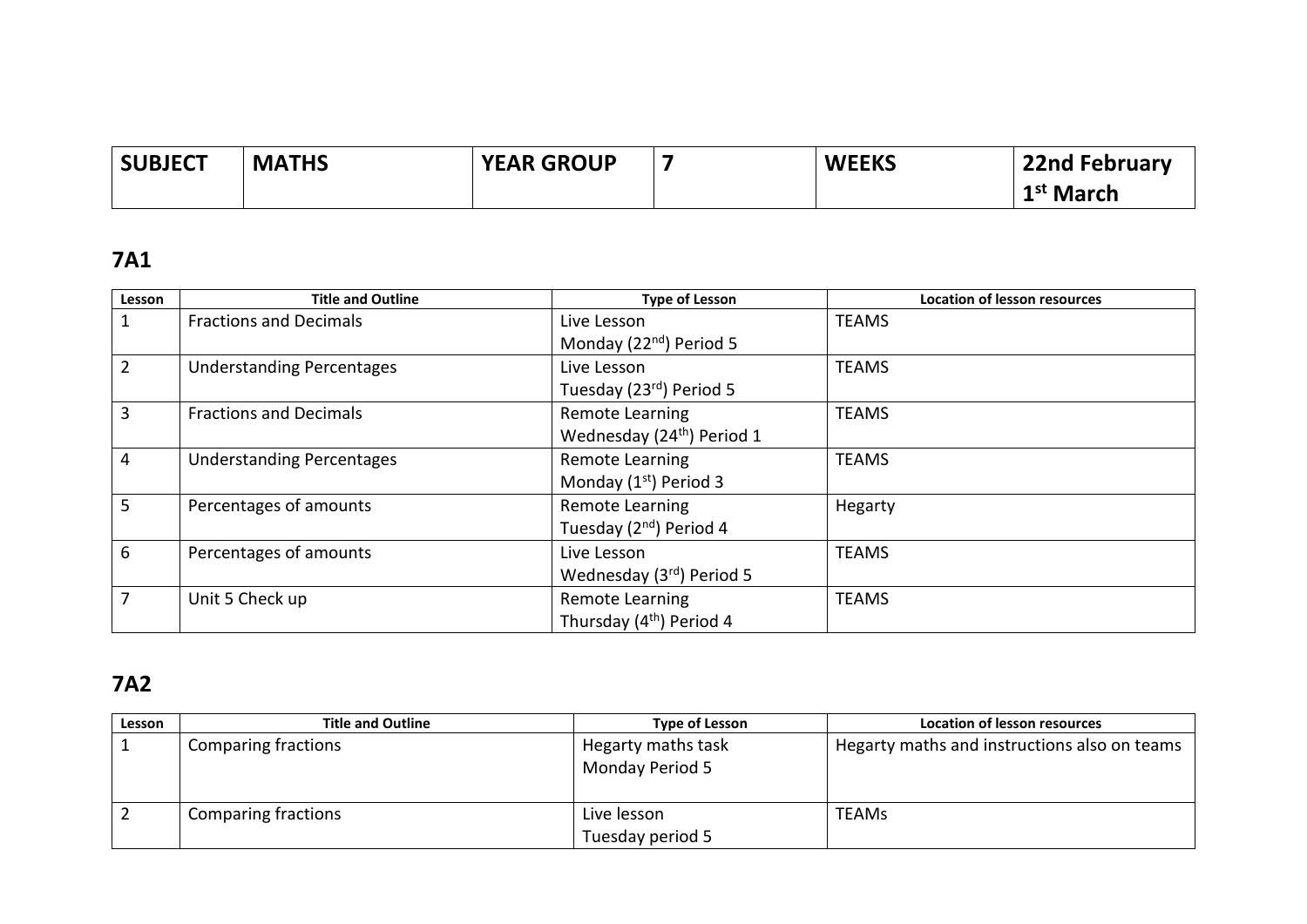| SUBJECT | MATHS | YEAR GROUP | 7 | WEEKS | 22nd February<br>1st March |
|---|---|---|---|---|---|

## 7A1

| Lesson | Title and Outline | Type of Lesson | Location of lesson resources |
|---|---|---|---|
| 1 | Fractions and Decimals | Live Lesson<br>Monday (22nd) Period 5 | TEAMS |
| 2 | Understanding Percentages | Live Lesson<br>Tuesday (23rd) Period 5 | TEAMS |
| 3 | Fractions and Decimals | Remote Learning<br>Wednesday (24th) Period 1 | TEAMS |
| 4 | Understanding Percentages | Remote Learning<br>Monday (1st) Period 3 | TEAMS |
| 5 | Percentages of amounts | Remote Learning<br>Tuesday (2nd) Period 4 | Hegarty |
| 6 | Percentages of amounts | Live Lesson<br>Wednesday (3rd) Period 5 | TEAMS |
| 7 | Unit 5 Check up | Remote Learning<br>Thursday (4th) Period 4 | TEAMS |

## 7A2

| Lesson | Title and Outline | Type of Lesson | Location of lesson resources |
|---|---|---|---|
| 1 | Comparing fractions | Hegarty maths task<br>Monday Period 5 | Hegarty maths and instructions also on teams |
| 2 | Comparing fractions | Live lesson<br>Tuesday period 5 | TEAMs |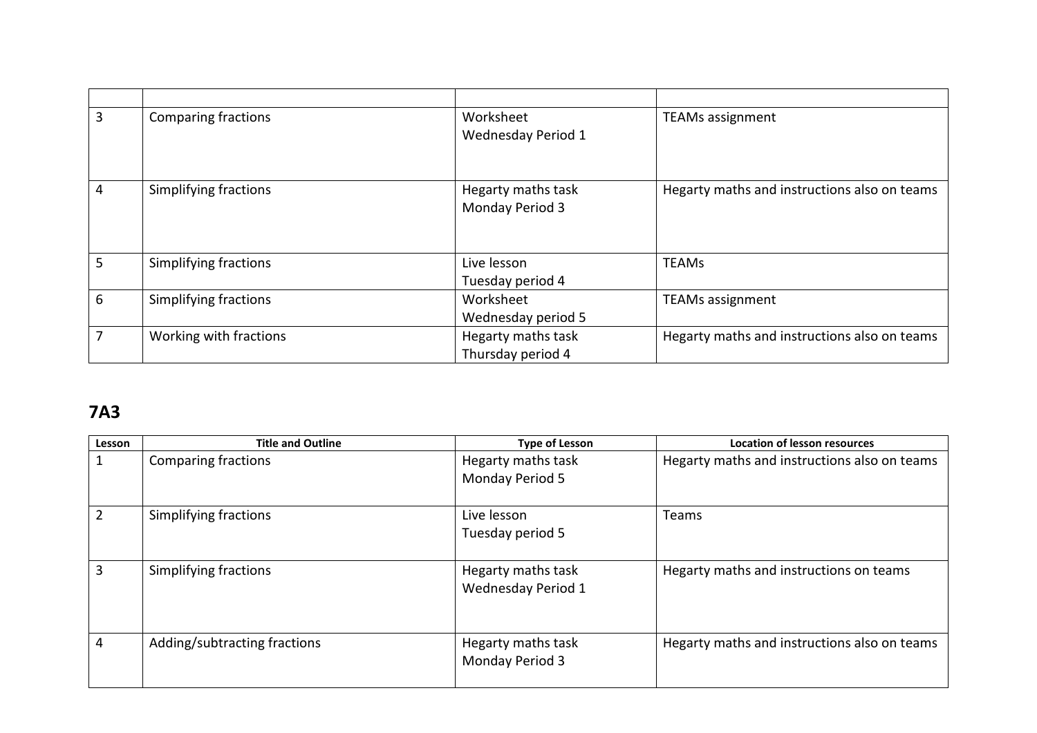| | | | |
|---|---|---|---|
| 3 | Comparing fractions | Worksheet<br>Wednesday Period 1 | TEAMs assignment |
| 4 | Simplifying fractions | Hegarty maths task<br>Monday Period 3 | Hegarty maths and instructions also on teams |
| 5 | Simplifying fractions | Live lesson<br>Tuesday period 4 | TEAMs |
| 6 | Simplifying fractions | Worksheet<br>Wednesday period 5 | TEAMs assignment |
| 7 | Working with fractions | Hegarty maths task<br>Thursday period 4 | Hegarty maths and instructions also on teams |

## 7A3

| Lesson | Title and Outline | Type of Lesson | Location of lesson resources |
|---|---|---|---|
| 1 | Comparing fractions | Hegarty maths task<br>Monday Period 5 | Hegarty maths and instructions also on teams |
| 2 | Simplifying fractions | Live lesson<br>Tuesday period 5 | Teams |
| 3 | Simplifying fractions | Hegarty maths task<br>Wednesday Period 1 | Hegarty maths and instructions on teams |
| 4 | Adding/subtracting fractions | Hegarty maths task<br>Monday Period 3 | Hegarty maths and instructions also on teams |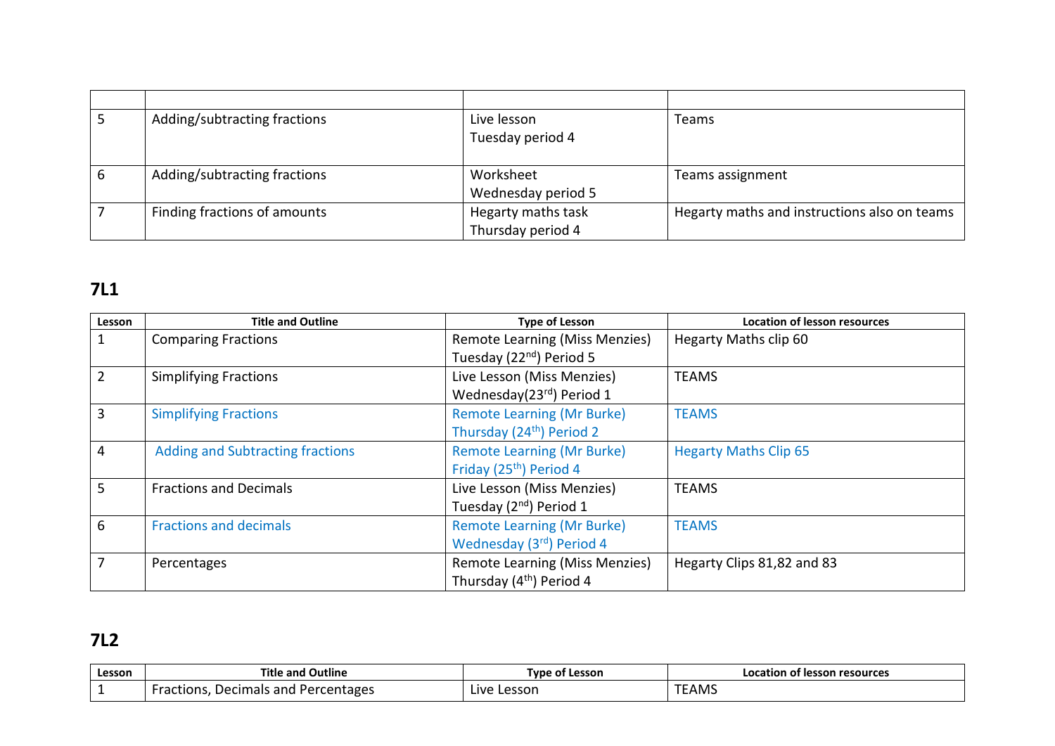| | | | |
|---|---|---|---|
| 5 | Adding/subtracting fractions | Live lesson<br>Tuesday period 4 | Teams |
| 6 | Adding/subtracting fractions | Worksheet<br>Wednesday period 5 | Teams assignment |
| 7 | Finding fractions of amounts | Hegarty maths task<br>Thursday period 4 | Hegarty maths and instructions also on teams |

## 7L1

| Lesson | Title and Outline | Type of Lesson | Location of lesson resources |
|---|---|---|---|
| 1 | Comparing Fractions | Remote Learning (Miss Menzies)<br>Tuesday (22nd) Period 5 | Hegarty Maths clip 60 |
| 2 | Simplifying Fractions | Live Lesson (Miss Menzies)<br>Wednesday(23rd) Period 1 | TEAMS |
| 3 | Simplifying Fractions | Remote Learning (Mr Burke)<br>Thursday (24th) Period 2 | TEAMS |
| 4 | Adding and Subtracting fractions | Remote Learning (Mr Burke)<br>Friday (25th) Period 4 | Hegarty Maths Clip 65 |
| 5 | Fractions and Decimals | Live Lesson (Miss Menzies)<br>Tuesday (2nd) Period 1 | TEAMS |
| 6 | Fractions and decimals | Remote Learning (Mr Burke)<br>Wednesday (3rd) Period 4 | TEAMS |
| 7 | Percentages | Remote Learning (Miss Menzies)<br>Thursday (4th) Period 4 | Hegarty Clips 81,82 and 83 |

## 7L2

| Lesson | Title and Outline | Type of Lesson | Location of lesson resources |
|---|---|---|---|
| 1 | Fractions, Decimals and Percentages | Live Lesson | TEAMS |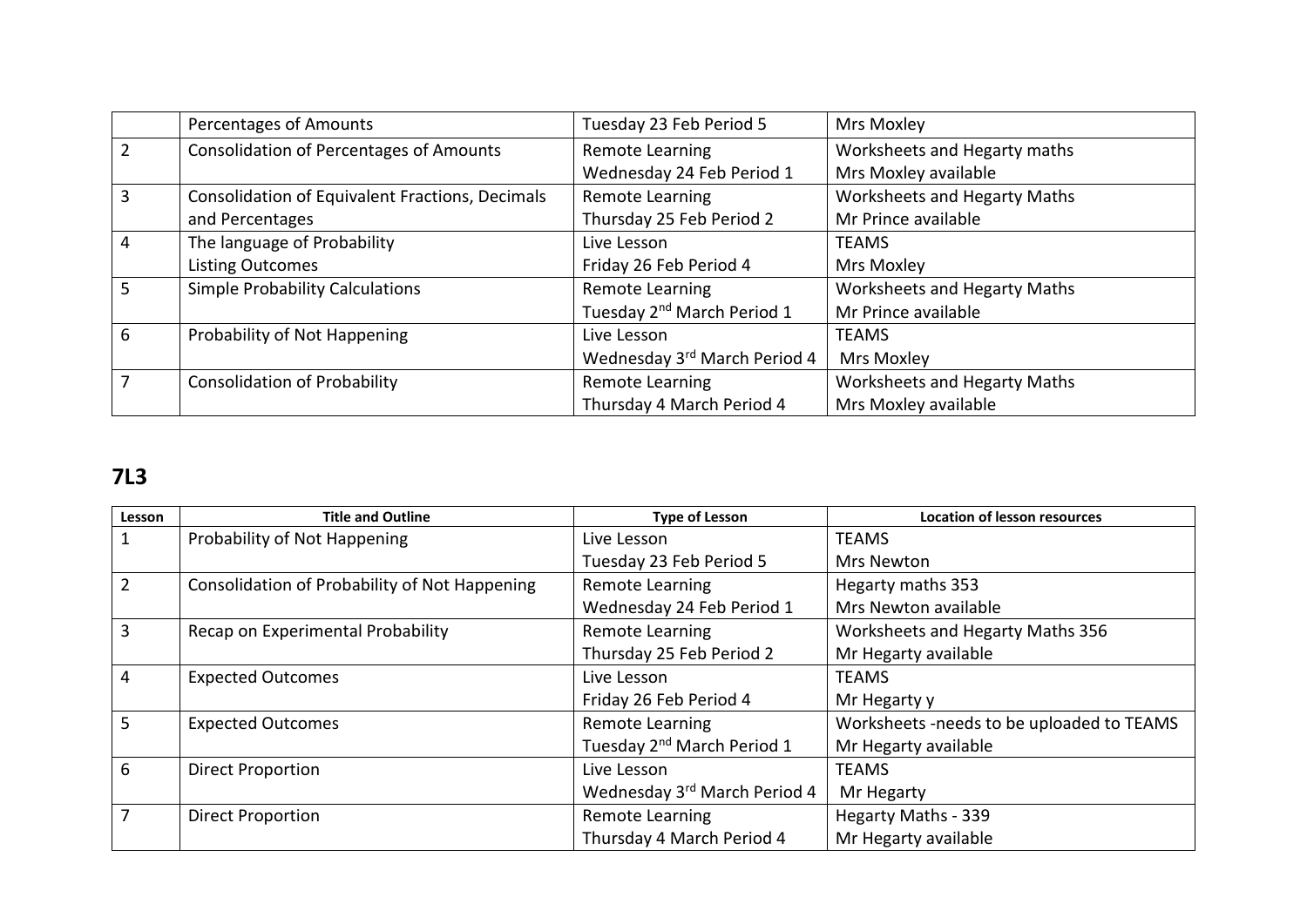| | | | |
|---|---|---|---|
| | Percentages of Amounts | Tuesday 23 Feb Period 5 | Mrs Moxley |
| 2 | Consolidation of Percentages of Amounts | Remote Learning<br>Wednesday 24 Feb Period 1 | Worksheets and Hegarty maths<br>Mrs Moxley available |
| 3 | Consolidation of Equivalent Fractions, Decimals and Percentages | Remote Learning<br>Thursday 25 Feb Period 2 | Worksheets and Hegarty Maths<br>Mr Prince available |
| 4 | The language of Probability<br>Listing Outcomes | Live Lesson<br>Friday 26 Feb Period 4 | TEAMS<br>Mrs Moxley |
| 5 | Simple Probability Calculations | Remote Learning<br>Tuesday 2nd March Period 1 | Worksheets and Hegarty Maths<br>Mr Prince available |
| 6 | Probability of Not Happening | Live Lesson<br>Wednesday 3rd March Period 4 | TEAMS<br>Mrs Moxley |
| 7 | Consolidation of Probability | Remote Learning<br>Thursday 4 March Period 4 | Worksheets and Hegarty Maths<br>Mrs Moxley available |

## 7L3

| Lesson | Title and Outline | Type of Lesson | Location of lesson resources |
|---|---|---|---|
| 1 | Probability of Not Happening | Live Lesson<br>Tuesday 23 Feb Period 5 | TEAMS<br>Mrs Newton |
| 2 | Consolidation of Probability of Not Happening | Remote Learning<br>Wednesday 24 Feb Period 1 | Hegarty maths 353<br>Mrs Newton available |
| 3 | Recap on Experimental Probability | Remote Learning<br>Thursday 25 Feb Period 2 | Worksheets and Hegarty Maths 356<br>Mr Hegarty available |
| 4 | Expected Outcomes | Live Lesson<br>Friday 26 Feb Period 4 | TEAMS<br>Mr Hegarty y |
| 5 | Expected Outcomes | Remote Learning<br>Tuesday 2nd March Period 1 | Worksheets -needs to be uploaded to TEAMS<br>Mr Hegarty available |
| 6 | Direct Proportion | Live Lesson<br>Wednesday 3rd March Period 4 | TEAMS<br>Mr Hegarty |
| 7 | Direct Proportion | Remote Learning<br>Thursday 4 March Period 4 | Hegarty Maths - 339<br>Mr Hegarty available |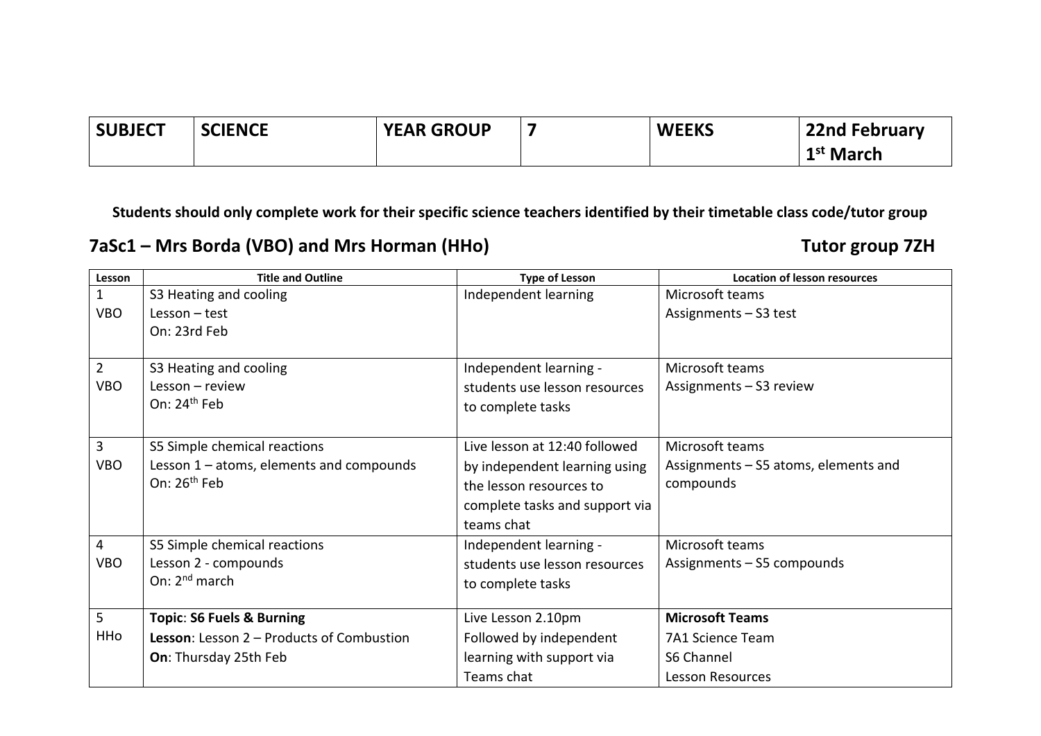| SUBJECT | SCIENCE | YEAR GROUP | 7 | WEEKS | 22nd February<br>1st March |
|---|---|---|---|---|---|

**Students should only complete work for their specific science teachers identified by their timetable class code/tutor group**

## 7aSc1 – Mrs Borda (VBO) and Mrs Horman (HHo) Tutor group 7ZH

| Lesson | Title and Outline | Type of Lesson | Location of lesson resources |
|---|---|---|---|
| 1<br>VBO | S3 Heating and cooling<br>Lesson – test<br>On: 23rd Feb | Independent learning | Microsoft teams<br>Assignments – S3 test |
| 2<br>VBO | S3 Heating and cooling<br>Lesson – review<br>On: 24th Feb | Independent learning - students use lesson resources to complete tasks | Microsoft teams<br>Assignments – S3 review |
| 3<br>VBO | S5 Simple chemical reactions<br>Lesson 1 – atoms, elements and compounds<br>On: 26th Feb | Live lesson at 12:40 followed by independent learning using the lesson resources to complete tasks and support via teams chat | Microsoft teams<br>Assignments – S5 atoms, elements and compounds |
| 4<br>VBO | S5 Simple chemical reactions<br>Lesson 2 - compounds<br>On: 2nd march | Independent learning - students use lesson resources to complete tasks | Microsoft teams<br>Assignments – S5 compounds |
| 5<br>HHo | **Topic**: **S6 Fuels & Burning**<br>**Lesson**: Lesson 2 – Products of Combustion<br>**On**: Thursday 25th Feb | Live Lesson 2.10pm<br>Followed by independent learning with support via Teams chat | **Microsoft Teams**<br>7A1 Science Team<br>S6 Channel<br>Lesson Resources |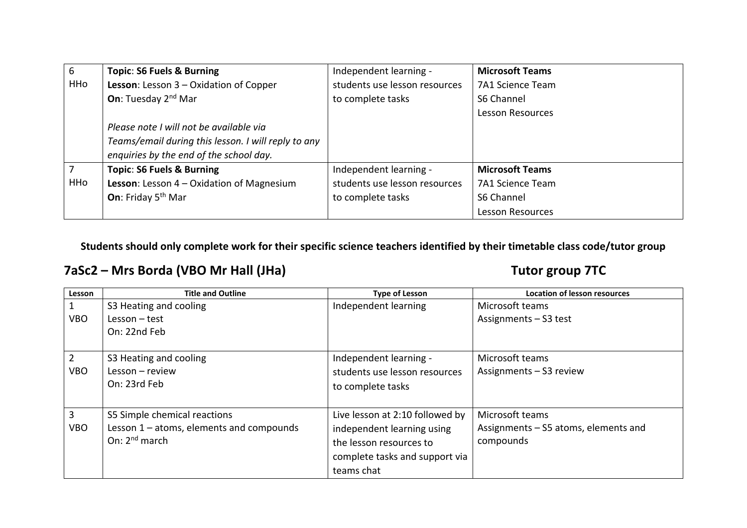| | | | |
|---|---|---|---|
| 6<br>HHo | **Topic**: **S6 Fuels & Burning**<br>**Lesson**: Lesson 3 – Oxidation of Copper<br>**On**: Tuesday 2nd Mar<br><br>*Please note I will not be available via Teams/email during this lesson. I will reply to any enquiries by the end of the school day.* | Independent learning - students use lesson resources to complete tasks | **Microsoft Teams**<br>7A1 Science Team<br>S6 Channel<br>Lesson Resources |
| 7<br>HHo | **Topic**: **S6 Fuels & Burning**<br>**Lesson**: Lesson 4 – Oxidation of Magnesium<br>**On**: Friday 5th Mar | Independent learning - students use lesson resources to complete tasks | **Microsoft Teams**<br>7A1 Science Team<br>S6 Channel<br>Lesson Resources |

**Students should only complete work for their specific science teachers identified by their timetable class code/tutor group**

## 7aSc2 – Mrs Borda (VBO Mr Hall (JHa)) Tutor group 7TC

| Lesson | Title and Outline | Type of Lesson | Location of lesson resources |
|---|---|---|---|
| 1<br>VBO | S3 Heating and cooling<br>Lesson – test<br>On: 22nd Feb | Independent learning | Microsoft teams<br>Assignments – S3 test |
| 2<br>VBO | S3 Heating and cooling<br>Lesson – review<br>On: 23rd Feb | Independent learning - students use lesson resources to complete tasks | Microsoft teams<br>Assignments – S3 review |
| 3<br>VBO | S5 Simple chemical reactions<br>Lesson 1 – atoms, elements and compounds<br>On: 2nd march | Live lesson at 2:10 followed by independent learning using the lesson resources to complete tasks and support via teams chat | Microsoft teams<br>Assignments – S5 atoms, elements and compounds |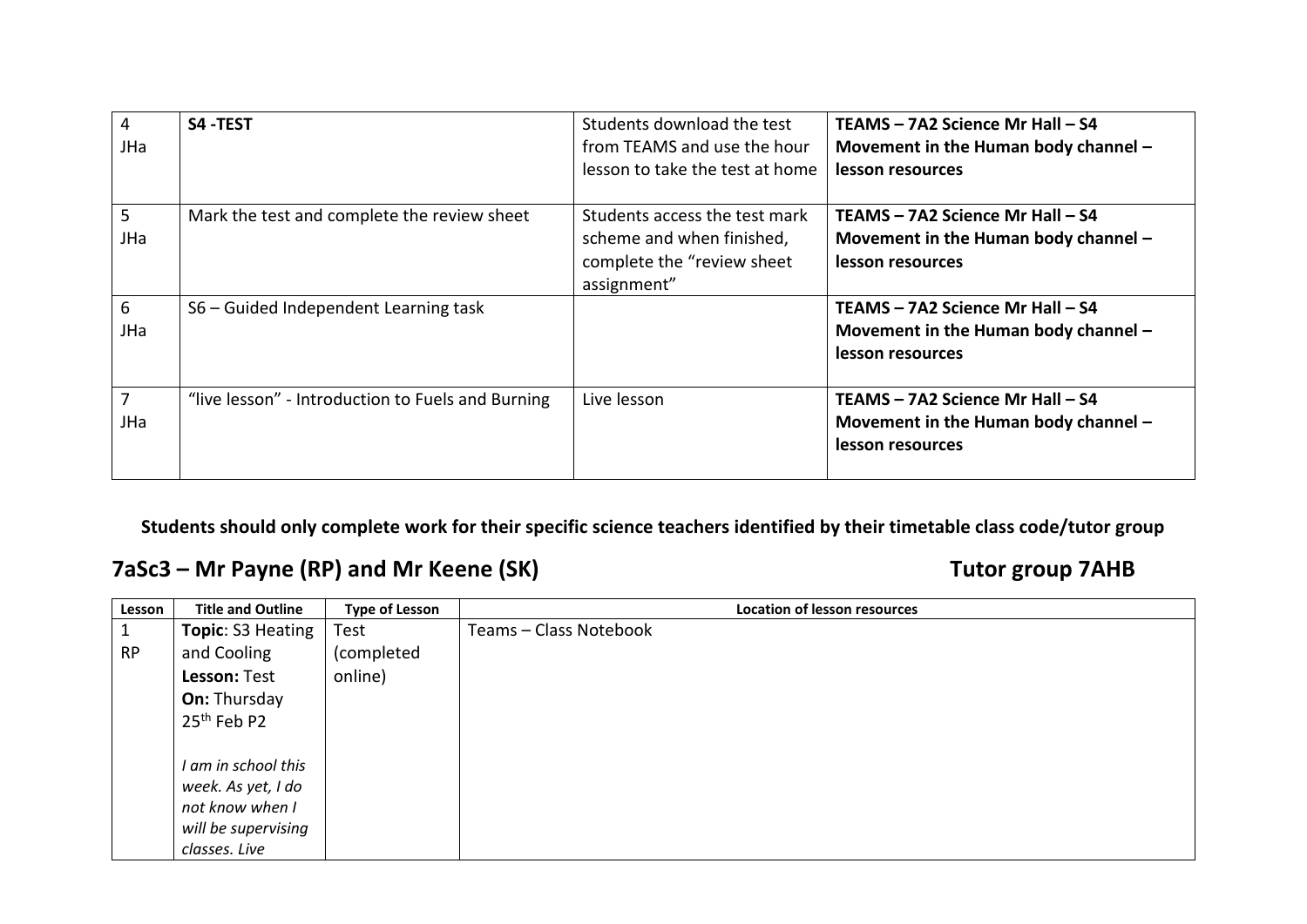| | | | |
|---|---|---|---|
| 4<br>JHa | **S4 -TEST** | Students download the test from TEAMS and use the hour lesson to take the test at home | **TEAMS – 7A2 Science Mr Hall – S4 Movement in the Human body channel – lesson resources** |
| 5<br>JHa | Mark the test and complete the review sheet | Students access the test mark scheme and when finished, complete the "review sheet assignment" | **TEAMS – 7A2 Science Mr Hall – S4 Movement in the Human body channel – lesson resources** |
| 6<br>JHa | S6 – Guided Independent Learning task | | **TEAMS – 7A2 Science Mr Hall – S4 Movement in the Human body channel – lesson resources** |
| 7<br>JHa | "live lesson" - Introduction to Fuels and Burning | Live lesson | **TEAMS – 7A2 Science Mr Hall – S4 Movement in the Human body channel – lesson resources** |

**Students should only complete work for their specific science teachers identified by their timetable class code/tutor group**

## 7aSc3 – Mr Payne (RP) and Mr Keene (SK) Tutor group 7AHB

| Lesson | Title and Outline | Type of Lesson | Location of lesson resources |
|---|---|---|---|
| 1<br>RP | **Topic**: S3 Heating and Cooling<br>**Lesson:** Test<br>**On:** Thursday 25th Feb P2<br><br>*I am in school this week. As yet, I do not know when I will be supervising classes. Live* | Test (completed online) | Teams – Class Notebook |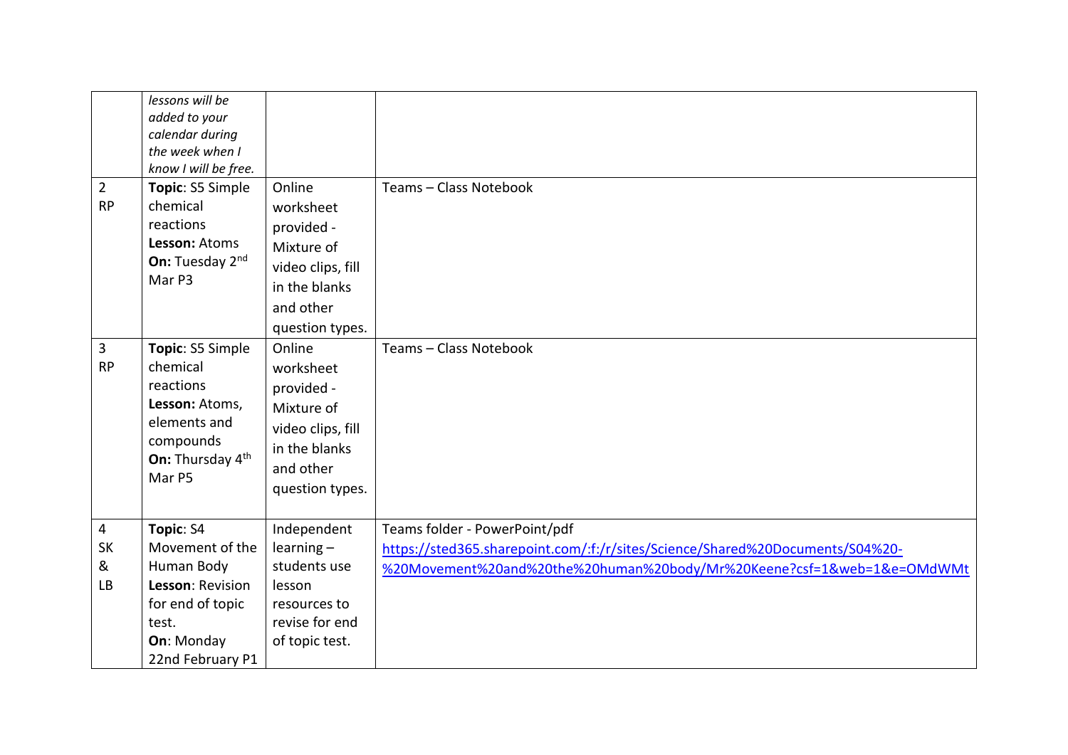| | | | |
|---|---|---|---|
| | *lessons will be added to your calendar during the week when I know I will be free.* | | |
| 2<br>RP | **Topic**: S5 Simple chemical reactions<br>**Lesson:** Atoms<br>**On:** Tuesday 2nd Mar P3 | Online worksheet provided - Mixture of video clips, fill in the blanks and other question types. | Teams – Class Notebook |
| 3<br>RP | **Topic**: S5 Simple chemical reactions<br>**Lesson:** Atoms, elements and compounds<br>**On:** Thursday 4th Mar P5 | Online worksheet provided - Mixture of video clips, fill in the blanks and other question types. | Teams – Class Notebook |
| 4<br>SK<br>&<br>LB | **Topic**: S4 Movement of the Human Body<br>**Lesson**: Revision for end of topic test.<br>**On**: Monday 22nd February P1 | Independent learning – students use lesson resources to revise for end of topic test. | Teams folder - PowerPoint/pdf<br>https://sted365.sharepoint.com/:f:/r/sites/Science/Shared%20Documents/S04%20-%20Movement%20and%20the%20human%20body/Mr%20Keene?csf=1&web=1&e=OMdWMt |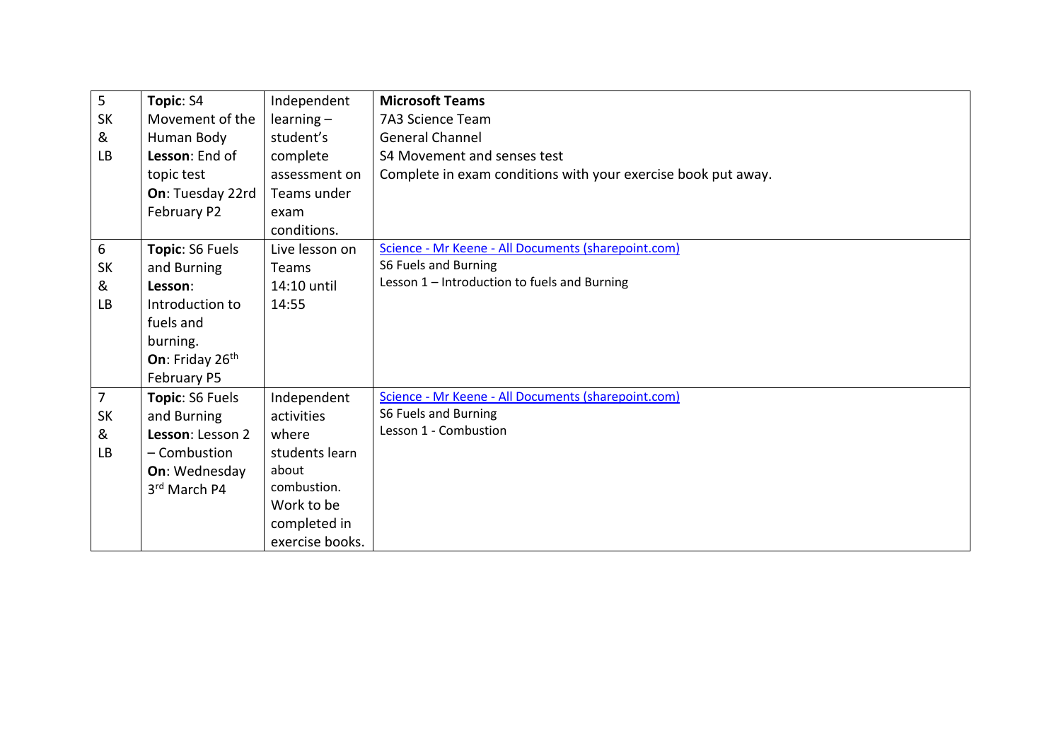| | | | |
|---|---|---|---|
| 5 SK & LB | **Topic**: S4 Movement of the Human Body **Lesson**: End of topic test **On**: Tuesday 22rd February P2 | Independent learning – student's complete assessment on Teams under exam conditions. | **Microsoft Teams** 7A3 Science Team General Channel S4 Movement and senses test Complete in exam conditions with your exercise book put away. |
| 6 SK & LB | **Topic**: S6 Fuels and Burning **Lesson**: Introduction to fuels and burning. **On**: Friday 26th February P5 | Live lesson on Teams 14:10 until 14:55 | [Science - Mr Keene - All Documents (sharepoint.com)]() S6 Fuels and Burning Lesson 1 – Introduction to fuels and Burning |
| 7 SK & LB | **Topic**: S6 Fuels and Burning **Lesson**: Lesson 2 – Combustion **On**: Wednesday 3rd March P4 | Independent activities where students learn about combustion. Work to be completed in exercise books. | [Science - Mr Keene - All Documents (sharepoint.com)]() S6 Fuels and Burning Lesson 1 - Combustion |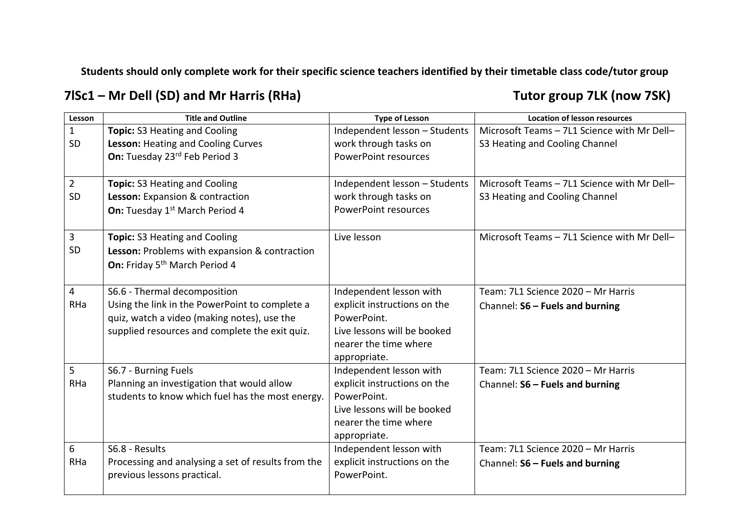**Students should only complete work for their specific science teachers identified by their timetable class code/tutor group**

## 7lSc1 – Mr Dell (SD) and Mr Harris (RHa)

## Tutor group 7LK (now 7SK)

| Lesson | Title and Outline | Type of Lesson | Location of lesson resources |
|---|---|---|---|
| 1<br>SD | **Topic:** S3 Heating and Cooling<br>**Lesson:** Heating and Cooling Curves<br>**On:** Tuesday 23rd Feb Period 3 | Independent lesson – Students work through tasks on PowerPoint resources | Microsoft Teams – 7L1 Science with Mr Dell– S3 Heating and Cooling Channel |
| 2<br>SD | **Topic:** S3 Heating and Cooling<br>**Lesson:** Expansion & contraction<br>**On:** Tuesday 1st March Period 4 | Independent lesson – Students work through tasks on PowerPoint resources | Microsoft Teams – 7L1 Science with Mr Dell– S3 Heating and Cooling Channel |
| 3<br>SD | **Topic:** S3 Heating and Cooling<br>**Lesson:** Problems with expansion & contraction<br>**On:** Friday 5th March Period 4 | Live lesson | Microsoft Teams – 7L1 Science with Mr Dell– |
| 4<br>RHa | S6.6 - Thermal decomposition<br>Using the link in the PowerPoint to complete a quiz, watch a video (making notes), use the supplied resources and complete the exit quiz. | Independent lesson with explicit instructions on the PowerPoint.<br>Live lessons will be booked nearer the time where appropriate. | Team: 7L1 Science 2020 – Mr Harris<br>Channel: **S6 – Fuels and burning** |
| 5<br>RHa | S6.7 - Burning Fuels<br>Planning an investigation that would allow students to know which fuel has the most energy. | Independent lesson with explicit instructions on the PowerPoint.<br>Live lessons will be booked nearer the time where appropriate. | Team: 7L1 Science 2020 – Mr Harris<br>Channel: **S6 – Fuels and burning** |
| 6<br>RHa | S6.8 - Results<br>Processing and analysing a set of results from the previous lessons practical. | Independent lesson with explicit instructions on the PowerPoint. | Team: 7L1 Science 2020 – Mr Harris<br>Channel: **S6 – Fuels and burning** |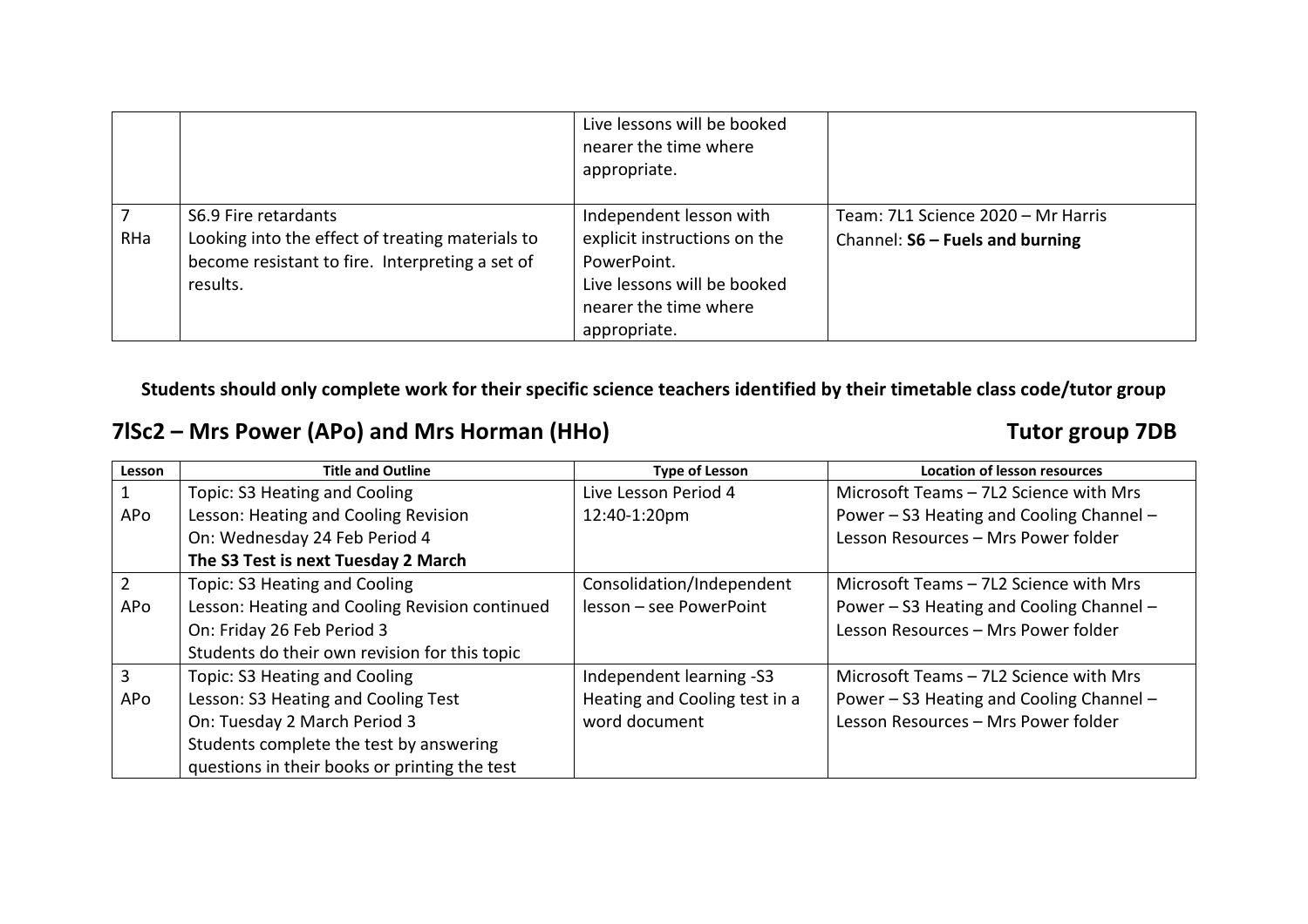|  |  | Live lessons will be booked nearer the time where appropriate. |  |
|---|---|---|---|
| 7<br>RHa | S6.9 Fire retardants<br>Looking into the effect of treating materials to become resistant to fire. Interpreting a set of results. | Independent lesson with explicit instructions on the PowerPoint.<br>Live lessons will be booked nearer the time where appropriate. | Team: 7L1 Science 2020 – Mr Harris<br>Channel: **S6 – Fuels and burning** |

**Students should only complete work for their specific science teachers identified by their timetable class code/tutor group**

## 7lSc2 – Mrs Power (APo) and Mrs Horman (HHo) Tutor group 7DB

| Lesson | Title and Outline | Type of Lesson | Location of lesson resources |
|---|---|---|---|
| 1<br>APo | Topic: S3 Heating and Cooling<br>Lesson: Heating and Cooling Revision<br>On: Wednesday 24 Feb Period 4<br>**The S3 Test is next Tuesday 2 March** | Live Lesson Period 4<br>12:40-1:20pm | Microsoft Teams – 7L2 Science with Mrs Power – S3 Heating and Cooling Channel – Lesson Resources – Mrs Power folder |
| 2<br>APo | Topic: S3 Heating and Cooling<br>Lesson: Heating and Cooling Revision continued<br>On: Friday 26 Feb Period 3<br>Students do their own revision for this topic | Consolidation/Independent lesson – see PowerPoint | Microsoft Teams – 7L2 Science with Mrs Power – S3 Heating and Cooling Channel – Lesson Resources – Mrs Power folder |
| 3<br>APo | Topic: S3 Heating and Cooling<br>Lesson: S3 Heating and Cooling Test<br>On: Tuesday 2 March Period 3<br>Students complete the test by answering questions in their books or printing the test | Independent learning -S3 Heating and Cooling test in a word document | Microsoft Teams – 7L2 Science with Mrs Power – S3 Heating and Cooling Channel – Lesson Resources – Mrs Power folder |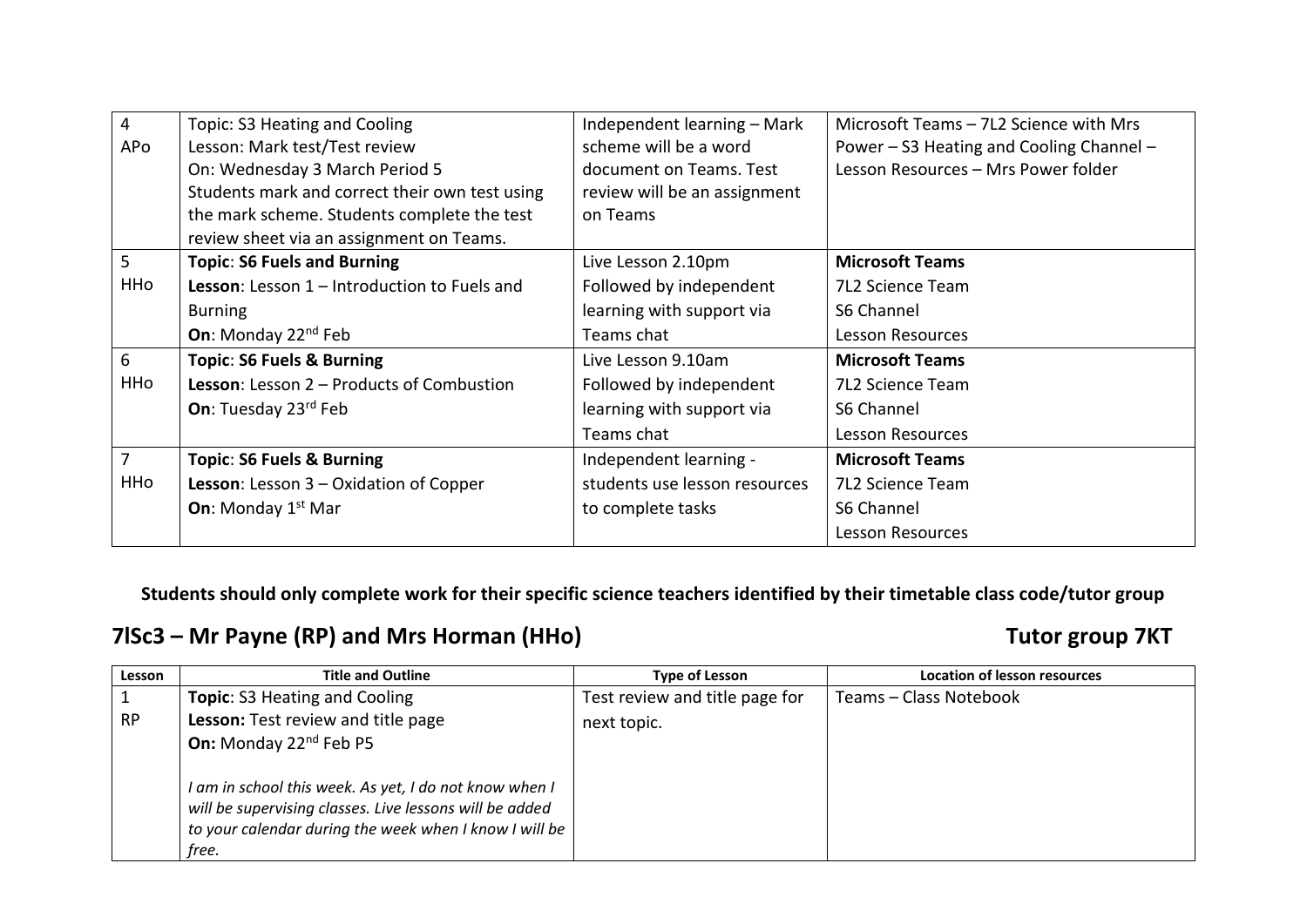| | | | |
|---|---|---|---|
| 4<br>APo | Topic: S3 Heating and Cooling<br>Lesson: Mark test/Test review<br>On: Wednesday 3 March Period 5<br>Students mark and correct their own test using the mark scheme. Students complete the test review sheet via an assignment on Teams. | Independent learning – Mark scheme will be a word document on Teams. Test review will be an assignment on Teams | Microsoft Teams – 7L2 Science with Mrs Power – S3 Heating and Cooling Channel – Lesson Resources – Mrs Power folder |
| 5<br>HHo | **Topic**: **S6 Fuels and Burning**<br>**Lesson**: Lesson 1 – Introduction to Fuels and Burning<br>**On**: Monday 22nd Feb | Live Lesson 2.10pm<br>Followed by independent learning with support via Teams chat | **Microsoft Teams**<br>7L2 Science Team<br>S6 Channel<br>Lesson Resources |
| 6<br>HHo | **Topic**: **S6 Fuels & Burning**<br>**Lesson**: Lesson 2 – Products of Combustion<br>**On**: Tuesday 23rd Feb | Live Lesson 9.10am<br>Followed by independent learning with support via Teams chat | **Microsoft Teams**<br>7L2 Science Team<br>S6 Channel<br>Lesson Resources |
| 7<br>HHo | **Topic**: **S6 Fuels & Burning**<br>**Lesson**: Lesson 3 – Oxidation of Copper<br>**On**: Monday 1st Mar | Independent learning - students use lesson resources to complete tasks | **Microsoft Teams**<br>7L2 Science Team<br>S6 Channel<br>Lesson Resources |

**Students should only complete work for their specific science teachers identified by their timetable class code/tutor group**

## 7lSc3 – Mr Payne (RP) and Mrs Horman (HHo) Tutor group 7KT

| Lesson | Title and Outline | Type of Lesson | Location of lesson resources |
|---|---|---|---|
| 1<br>RP | **Topic**: S3 Heating and Cooling<br>**Lesson:** Test review and title page<br>**On:** Monday 22nd Feb P5<br><br>*I am in school this week. As yet, I do not know when I will be supervising classes. Live lessons will be added to your calendar during the week when I know I will be free.* | Test review and title page for next topic. | Teams – Class Notebook |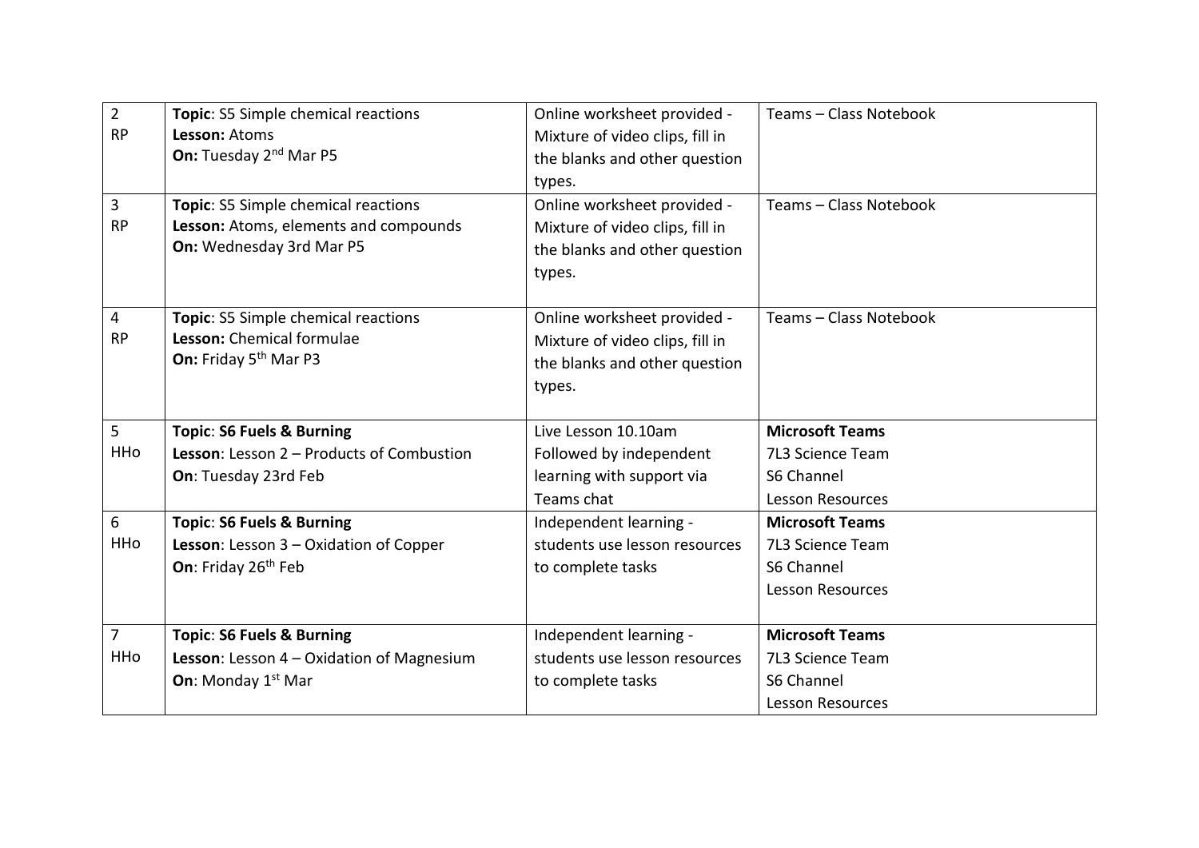| | | | |
|---|---|---|---|
| 2<br>RP | **Topic**: S5 Simple chemical reactions<br>**Lesson:** Atoms<br>**On:** Tuesday 2nd Mar P5 | Online worksheet provided - Mixture of video clips, fill in the blanks and other question types. | Teams – Class Notebook |
| 3<br>RP | **Topic**: S5 Simple chemical reactions<br>**Lesson:** Atoms, elements and compounds<br>**On:** Wednesday 3rd Mar P5 | Online worksheet provided - Mixture of video clips, fill in the blanks and other question types. | Teams – Class Notebook |
| 4<br>RP | **Topic**: S5 Simple chemical reactions<br>**Lesson:** Chemical formulae<br>**On:** Friday 5th Mar P3 | Online worksheet provided - Mixture of video clips, fill in the blanks and other question types. | Teams – Class Notebook |
| 5<br>HHo | **Topic**: **S6 Fuels & Burning**<br>**Lesson**: Lesson 2 – Products of Combustion<br>**On**: Tuesday 23rd Feb | Live Lesson 10.10am<br>Followed by independent learning with support via Teams chat | **Microsoft Teams**<br>7L3 Science Team<br>S6 Channel<br>Lesson Resources |
| 6<br>HHo | **Topic**: **S6 Fuels & Burning**<br>**Lesson**: Lesson 3 – Oxidation of Copper<br>**On**: Friday 26th Feb | Independent learning - students use lesson resources to complete tasks | **Microsoft Teams**<br>7L3 Science Team<br>S6 Channel<br>Lesson Resources |
| 7<br>HHo | **Topic**: **S6 Fuels & Burning**<br>**Lesson**: Lesson 4 – Oxidation of Magnesium<br>**On**: Monday 1st Mar | Independent learning - students use lesson resources to complete tasks | **Microsoft Teams**<br>7L3 Science Team<br>S6 Channel<br>Lesson Resources |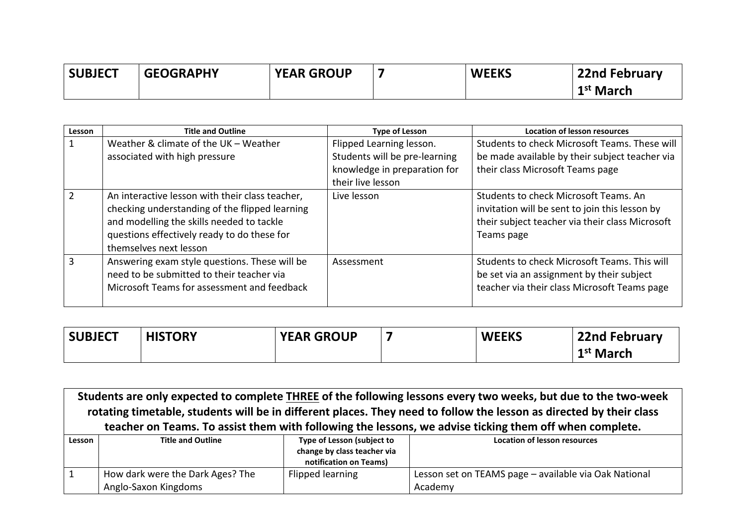| SUBJECT | GEOGRAPHY | YEAR GROUP | 7 | WEEKS | 22nd February<br>1st March |
|---|---|---|---|---|---|

| Lesson | Title and Outline | Type of Lesson | Location of lesson resources |
|---|---|---|---|
| 1 | Weather & climate of the UK – Weather associated with high pressure | Flipped Learning lesson. Students will be pre-learning knowledge in preparation for their live lesson | Students to check Microsoft Teams. These will be made available by their subject teacher via their class Microsoft Teams page |
| 2 | An interactive lesson with their class teacher, checking understanding of the flipped learning and modelling the skills needed to tackle questions effectively ready to do these for themselves next lesson | Live lesson | Students to check Microsoft Teams. An invitation will be sent to join this lesson by their subject teacher via their class Microsoft Teams page |
| 3 | Answering exam style questions. These will be need to be submitted to their teacher via Microsoft Teams for assessment and feedback | Assessment | Students to check Microsoft Teams. This will be set via an assignment by their subject teacher via their class Microsoft Teams page |

| SUBJECT | HISTORY | YEAR GROUP | 7 | WEEKS | 22nd February<br>1st March |
|---|---|---|---|---|---|

**Students are only expected to complete THREE of the following lessons every two weeks, but due to the two-week rotating timetable, students will be in different places. They need to follow the lesson as directed by their class teacher on Teams. To assist them with following the lessons, we advise ticking them off when complete.**

| Lesson | Title and Outline | Type of Lesson (subject to change by class teacher via notification on Teams) | Location of lesson resources |
|---|---|---|---|
| 1 | How dark were the Dark Ages? The Anglo-Saxon Kingdoms | Flipped learning | Lesson set on TEAMS page – available via Oak National Academy |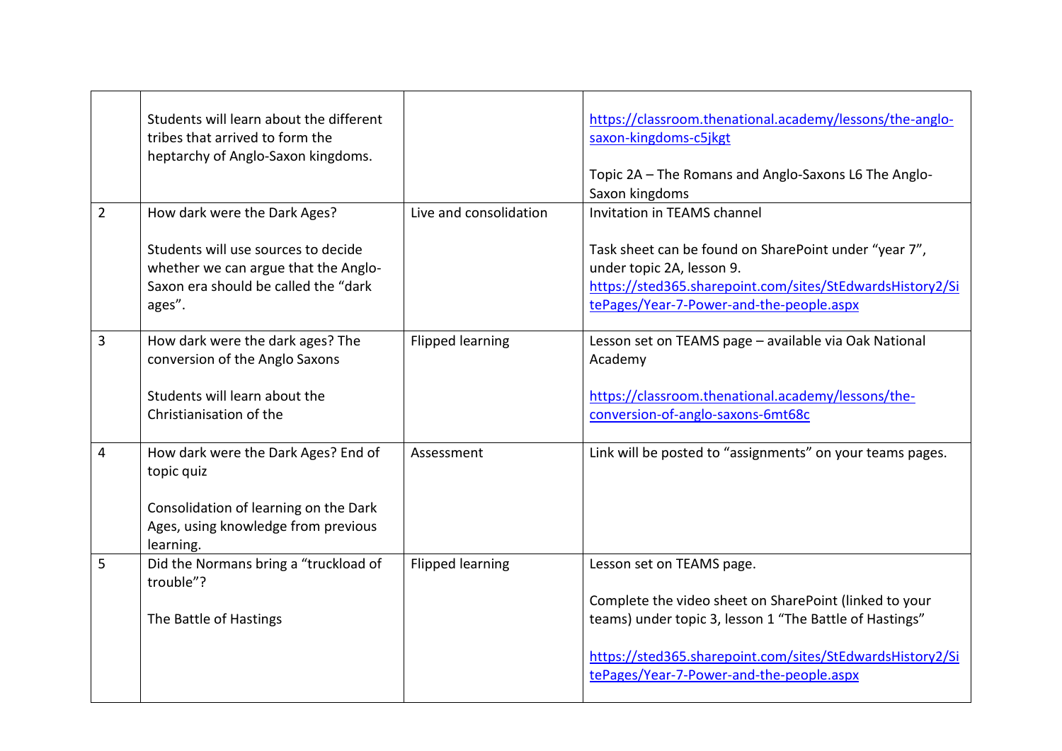|  |  |  |  |
|---|---|---|---|
|  | Students will learn about the different tribes that arrived to form the heptarchy of Anglo-Saxon kingdoms. |  | https://classroom.thenational.academy/lessons/the-anglo-saxon-kingdoms-c5jkgt<br><br>Topic 2A – The Romans and Anglo-Saxons L6 The Anglo-Saxon kingdoms |
| 2 | How dark were the Dark Ages?<br><br>Students will use sources to decide whether we can argue that the Anglo-Saxon era should be called the "dark ages". | Live and consolidation | Invitation in TEAMS channel<br><br>Task sheet can be found on SharePoint under "year 7", under topic 2A, lesson 9. https://sted365.sharepoint.com/sites/StEdwardsHistory2/SitePages/Year-7-Power-and-the-people.aspx |
| 3 | How dark were the dark ages? The conversion of the Anglo Saxons<br><br>Students will learn about the Christianisation of the | Flipped learning | Lesson set on TEAMS page – available via Oak National Academy<br><br>https://classroom.thenational.academy/lessons/the-conversion-of-anglo-saxons-6mt68c |
| 4 | How dark were the Dark Ages? End of topic quiz<br><br>Consolidation of learning on the Dark Ages, using knowledge from previous learning. | Assessment | Link will be posted to "assignments" on your teams pages. |
| 5 | Did the Normans bring a "truckload of trouble"?<br><br>The Battle of Hastings | Flipped learning | Lesson set on TEAMS page.<br><br>Complete the video sheet on SharePoint (linked to your teams) under topic 3, lesson 1 "The Battle of Hastings"<br><br>https://sted365.sharepoint.com/sites/StEdwardsHistory2/SitePages/Year-7-Power-and-the-people.aspx |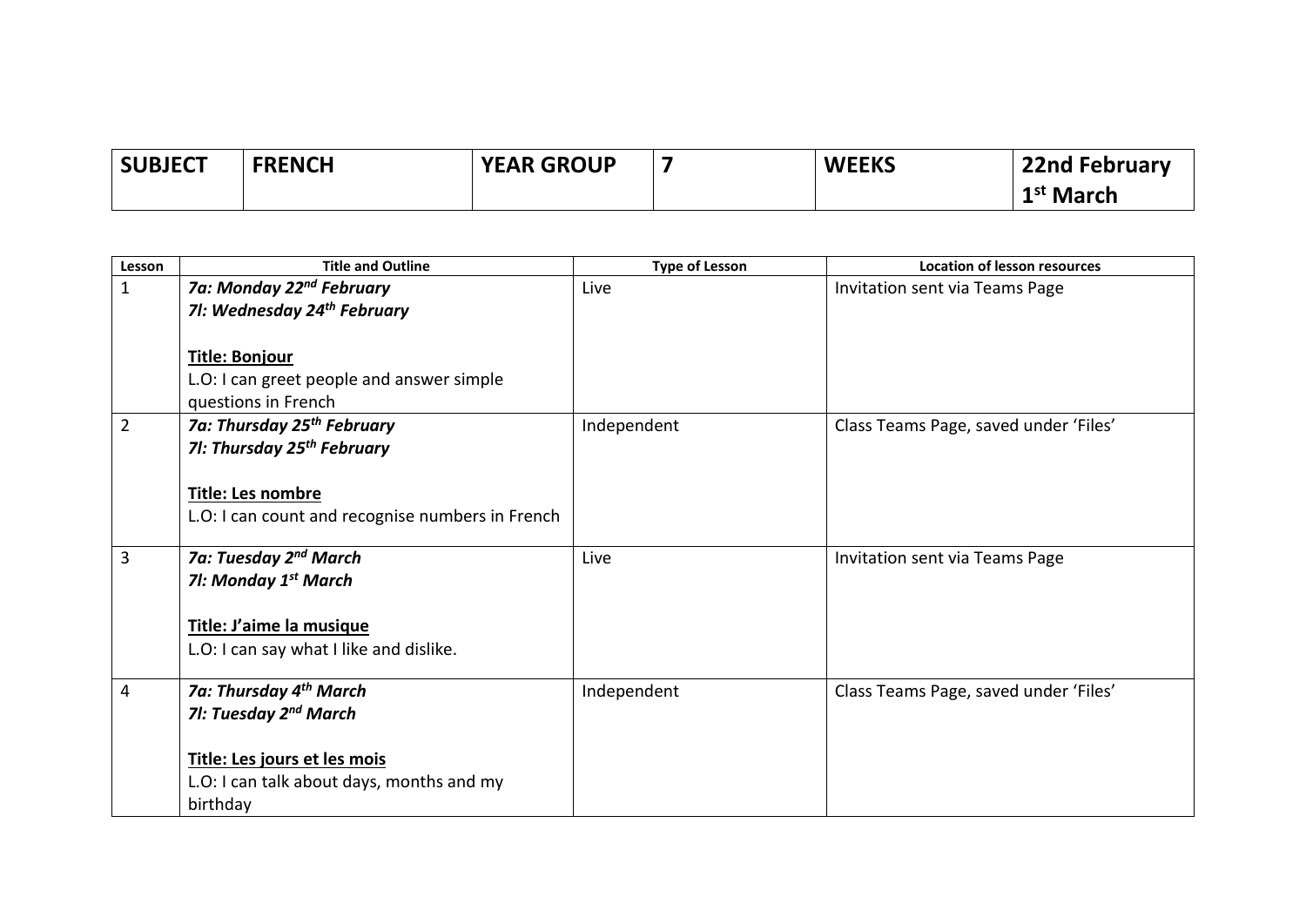| SUBJECT | FRENCH | YEAR GROUP | 7 | WEEKS | 22nd February 1st March |
|---|---|---|---|---|---|

| Lesson | Title and Outline | Type of Lesson | Location of lesson resources |
|---|---|---|---|
| 1 | ***7a: Monday 22nd February*** <br> ***7l: Wednesday 24th February*** <br><br> **Title: Bonjour** <br> L.O: I can greet people and answer simple questions in French | Live | Invitation sent via Teams Page |
| 2 | ***7a: Thursday 25th February*** <br> ***7l: Thursday 25th February*** <br><br> **Title: Les nombre** <br> L.O: I can count and recognise numbers in French | Independent | Class Teams Page, saved under 'Files' |
| 3 | ***7a: Tuesday 2nd March*** <br> ***7l: Monday 1st March*** <br><br> **Title: J'aime la musique** <br> L.O: I can say what I like and dislike. | Live | Invitation sent via Teams Page |
| 4 | ***7a: Thursday 4th March*** <br> ***7l: Tuesday 2nd March*** <br><br> **Title: Les jours et les mois** <br> L.O: I can talk about days, months and my birthday | Independent | Class Teams Page, saved under 'Files' |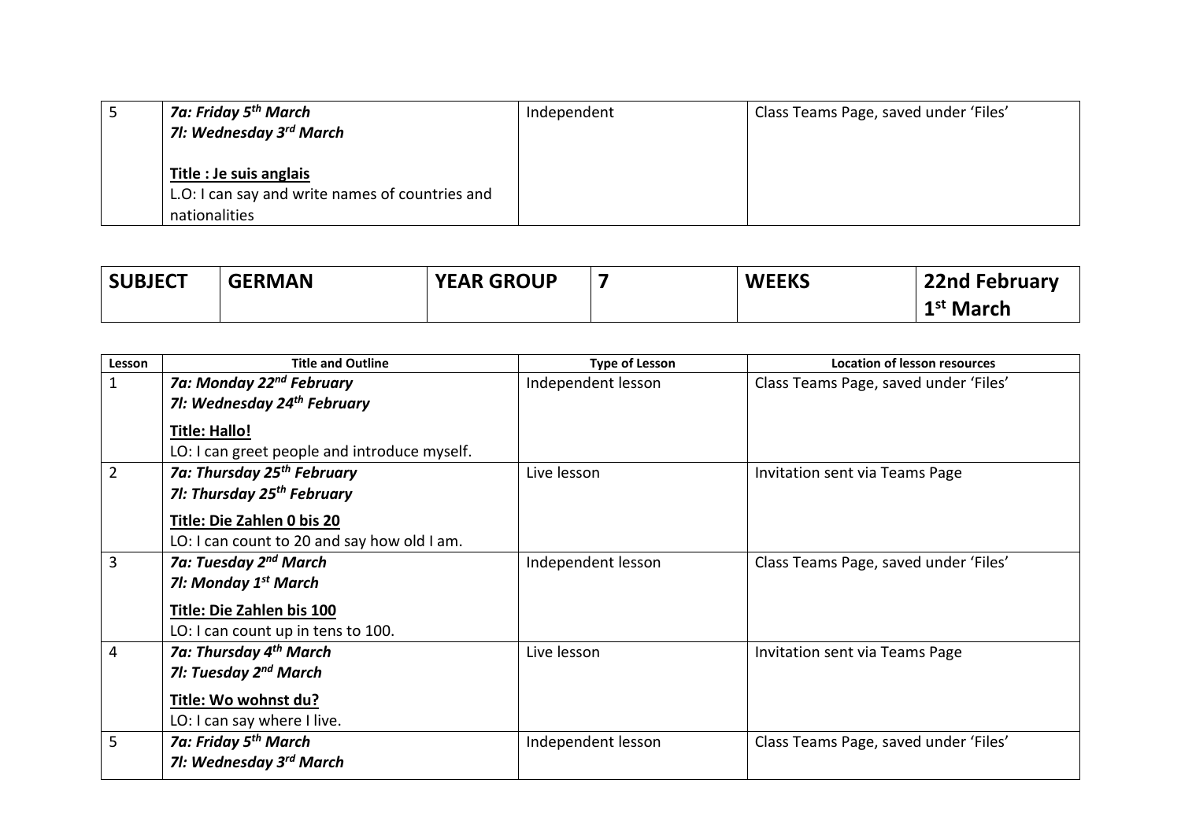| 5 | ***7a: Friday 5th March***<br>***7l: Wednesday 3rd March***<br><br>**Title : Je suis anglais**<br>L.O: I can say and write names of countries and nationalities | Independent | Class Teams Page, saved under 'Files' |
|---|---|---|---|

| **SUBJECT** | **GERMAN** | **YEAR GROUP** | **7** | **WEEKS** | **22nd February 1st March** |
|---|---|---|---|---|---|

| Lesson | Title and Outline | Type of Lesson | Location of lesson resources |
|---|---|---|---|
| 1 | ***7a: Monday 22nd February***<br>***7l: Wednesday 24th February***<br><br>**Title: Hallo!**<br>LO: I can greet people and introduce myself. | Independent lesson | Class Teams Page, saved under 'Files' |
| 2 | ***7a: Thursday 25th February***<br>***7l: Thursday 25th February***<br><br>**Title: Die Zahlen 0 bis 20**<br>LO: I can count to 20 and say how old I am. | Live lesson | Invitation sent via Teams Page |
| 3 | ***7a: Tuesday 2nd March***<br>***7l: Monday 1st March***<br><br>**Title: Die Zahlen bis 100**<br>LO: I can count up in tens to 100. | Independent lesson | Class Teams Page, saved under 'Files' |
| 4 | ***7a: Thursday 4th March***<br>***7l: Tuesday 2nd March***<br><br>**Title: Wo wohnst du?**<br>LO: I can say where I live. | Live lesson | Invitation sent via Teams Page |
| 5 | ***7a: Friday 5th March***<br>***7l: Wednesday 3rd March*** | Independent lesson | Class Teams Page, saved under 'Files' |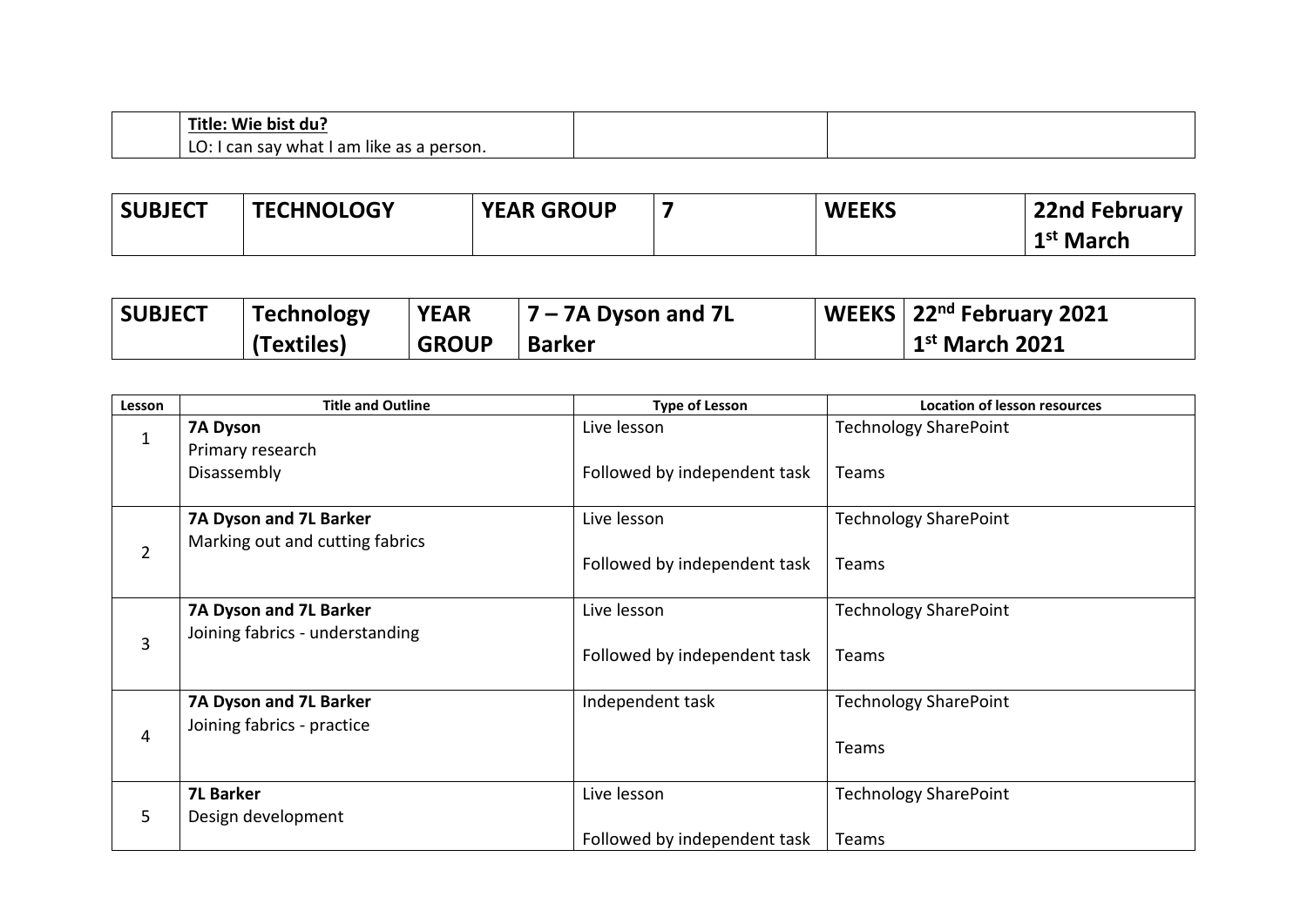| | Title: Wie bist du?<br>LO: I can say what I am like as a person. | | |
|---|---|---|---|

| SUBJECT | TECHNOLOGY | YEAR GROUP | 7 | WEEKS | 22nd February<br>1st March |
|---|---|---|---|---|---|

| SUBJECT | Technology (Textiles) | YEAR GROUP | 7 – 7A Dyson and 7L Barker | WEEKS | 22nd February 2021<br>1st March 2021 |
|---|---|---|---|---|---|

| Lesson | Title and Outline | Type of Lesson | Location of lesson resources |
|---|---|---|---|
| 1 | **7A Dyson**<br>Primary research<br>Disassembly | Live lesson<br><br>Followed by independent task | Technology SharePoint<br><br>Teams |
| 2 | **7A Dyson and 7L Barker**<br>Marking out and cutting fabrics | Live lesson<br><br>Followed by independent task | Technology SharePoint<br><br>Teams |
| 3 | **7A Dyson and 7L Barker**<br>Joining fabrics - understanding | Live lesson<br><br>Followed by independent task | Technology SharePoint<br><br>Teams |
| 4 | **7A Dyson and 7L Barker**<br>Joining fabrics - practice | Independent task | Technology SharePoint<br><br>Teams |
| 5 | **7L Barker**<br>Design development | Live lesson<br><br>Followed by independent task | Technology SharePoint<br><br>Teams |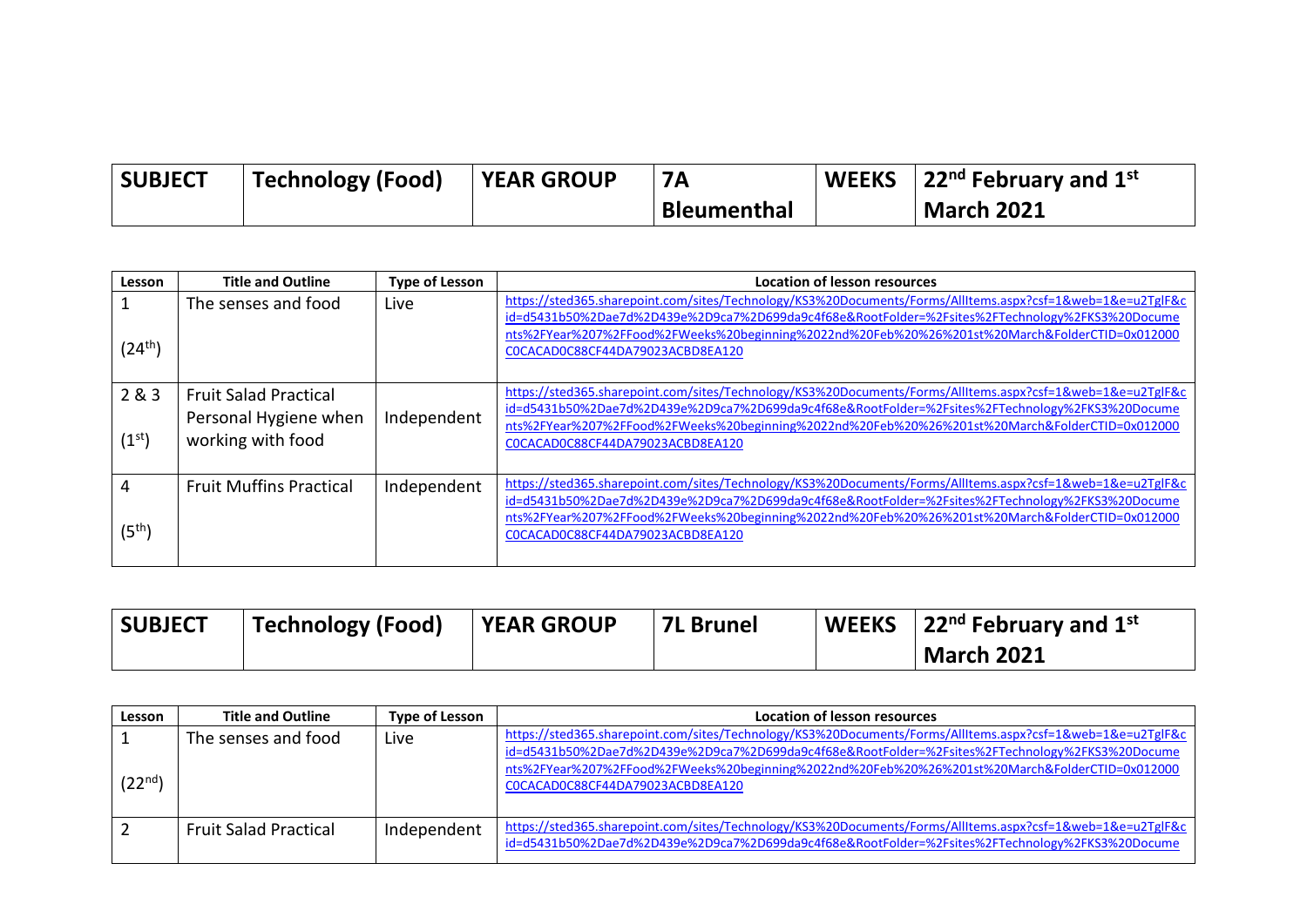| SUBJECT | Technology (Food) | YEAR GROUP | 7A Bleumenthal | WEEKS | 22nd February and 1st March 2021 |
|---|---|---|---|---|---|

| Lesson | Title and Outline | Type of Lesson | Location of lesson resources |
|---|---|---|---|
| 1 (24th) | The senses and food | Live | https://sted365.sharepoint.com/sites/Technology/KS3%20Documents/Forms/AllItems.aspx?csf=1&web=1&e=u2TglF&cid=d5431b50%2Dae7d%2D439e%2D9ca7%2D699da9c4f68e&RootFolder=%2Fsites%2FTechnology%2FKS3%20Documents%2FYear%207%2FFood%2FWeeks%20beginning%2022nd%20Feb%20%26%201st%20March&FolderCTID=0x012000C0CACAD0C88CF44DA79023ACBD8EA120 |
| 2 & 3 (1st) | Fruit Salad Practical Personal Hygiene when working with food | Independent | https://sted365.sharepoint.com/sites/Technology/KS3%20Documents/Forms/AllItems.aspx?csf=1&web=1&e=u2TglF&cid=d5431b50%2Dae7d%2D439e%2D9ca7%2D699da9c4f68e&RootFolder=%2Fsites%2FTechnology%2FKS3%20Documents%2FYear%207%2FFood%2FWeeks%20beginning%2022nd%20Feb%20%26%201st%20March&FolderCTID=0x012000C0CACAD0C88CF44DA79023ACBD8EA120 |
| 4 (5th) | Fruit Muffins Practical | Independent | https://sted365.sharepoint.com/sites/Technology/KS3%20Documents/Forms/AllItems.aspx?csf=1&web=1&e=u2TglF&cid=d5431b50%2Dae7d%2D439e%2D9ca7%2D699da9c4f68e&RootFolder=%2Fsites%2FTechnology%2FKS3%20Documents%2FYear%207%2FFood%2FWeeks%20beginning%2022nd%20Feb%20%26%201st%20March&FolderCTID=0x012000C0CACAD0C88CF44DA79023ACBD8EA120 |

| SUBJECT | Technology (Food) | YEAR GROUP | 7L Brunel | WEEKS | 22nd February and 1st March 2021 |
|---|---|---|---|---|---|

| Lesson | Title and Outline | Type of Lesson | Location of lesson resources |
|---|---|---|---|
| 1 (22nd) | The senses and food | Live | https://sted365.sharepoint.com/sites/Technology/KS3%20Documents/Forms/AllItems.aspx?csf=1&web=1&e=u2TglF&cid=d5431b50%2Dae7d%2D439e%2D9ca7%2D699da9c4f68e&RootFolder=%2Fsites%2FTechnology%2FKS3%20Documents%2FYear%207%2FFood%2FWeeks%20beginning%2022nd%20Feb%20%26%201st%20March&FolderCTID=0x012000C0CACAD0C88CF44DA79023ACBD8EA120 |
| 2 | Fruit Salad Practical | Independent | https://sted365.sharepoint.com/sites/Technology/KS3%20Documents/Forms/AllItems.aspx?csf=1&web=1&e=u2TglF&cid=d5431b50%2Dae7d%2D439e%2D9ca7%2D699da9c4f68e&RootFolder=%2Fsites%2FTechnology%2FKS3%20Docume |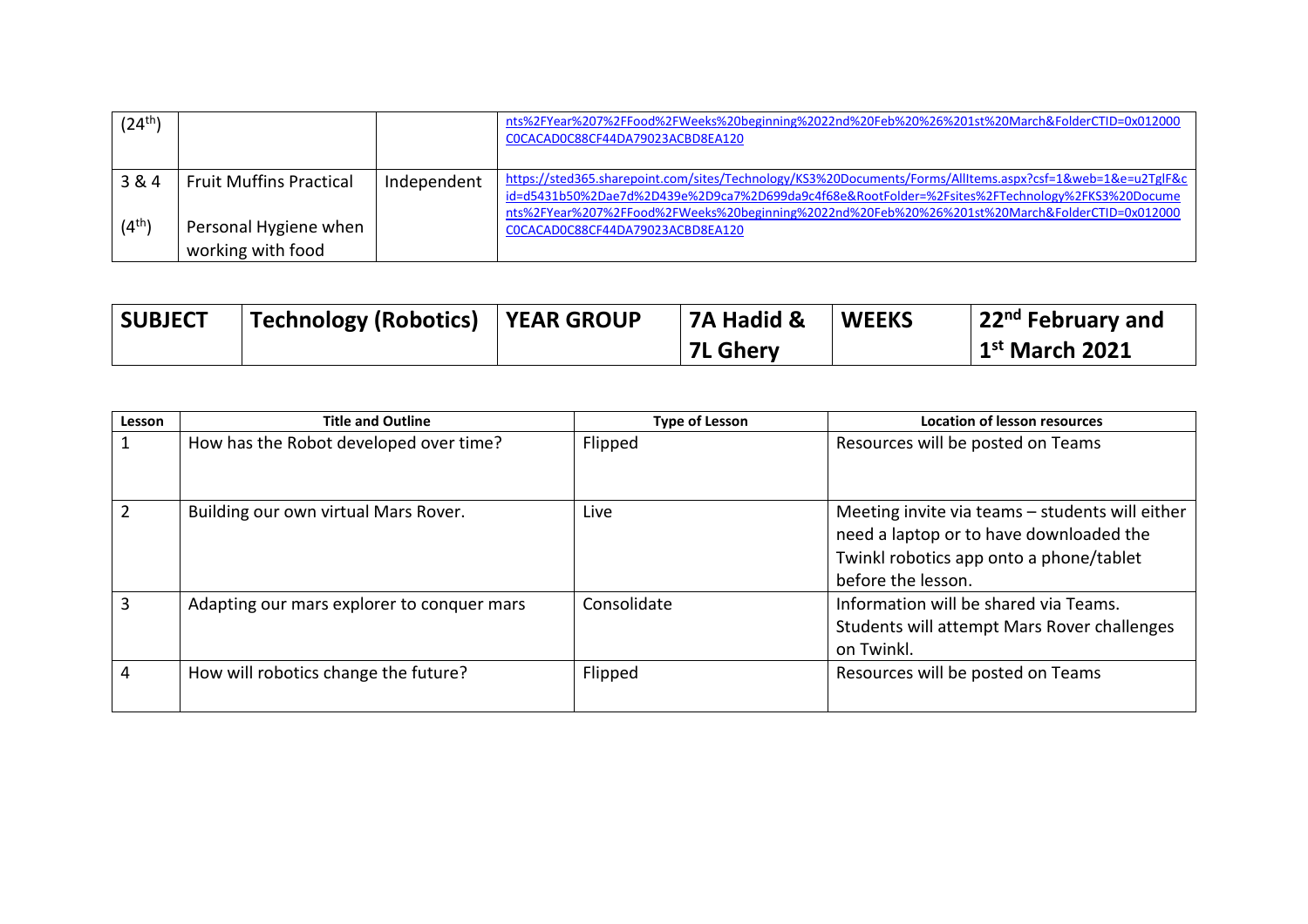| | | | |
|---|---|---|---|
| (24th) | | | nts%2FYear%207%2FFood%2FWeeks%20beginning%2022nd%20Feb%20%26%201st%20March&FolderCTID=0x012000C0CACAD0C88CF44DA79023ACBD8EA120 |
| 3 & 4 (4th) | Fruit Muffins Practical Personal Hygiene when working with food | Independent | https://sted365.sharepoint.com/sites/Technology/KS3%20Documents/Forms/AllItems.aspx?csf=1&web=1&e=u2TglF&cid=d5431b50%2Dae7d%2D439e%2D9ca7%2D699da9c4f68e&RootFolder=%2Fsites%2FTechnology%2FKS3%20Documents%2FYear%207%2FFood%2FWeeks%20beginning%2022nd%20Feb%20%26%201st%20March&FolderCTID=0x012000C0CACAD0C88CF44DA79023ACBD8EA120 |

| **SUBJECT** | **Technology (Robotics)** | **YEAR GROUP** | **7A Hadid & 7L Ghery** | **WEEKS** | **22nd February and 1st March 2021** |
|---|---|---|---|---|---|

| Lesson | Title and Outline | Type of Lesson | Location of lesson resources |
|---|---|---|---|
| 1 | How has the Robot developed over time? | Flipped | Resources will be posted on Teams |
| 2 | Building our own virtual Mars Rover. | Live | Meeting invite via teams – students will either need a laptop or to have downloaded the Twinkl robotics app onto a phone/tablet before the lesson. |
| 3 | Adapting our mars explorer to conquer mars | Consolidate | Information will be shared via Teams. Students will attempt Mars Rover challenges on Twinkl. |
| 4 | How will robotics change the future? | Flipped | Resources will be posted on Teams |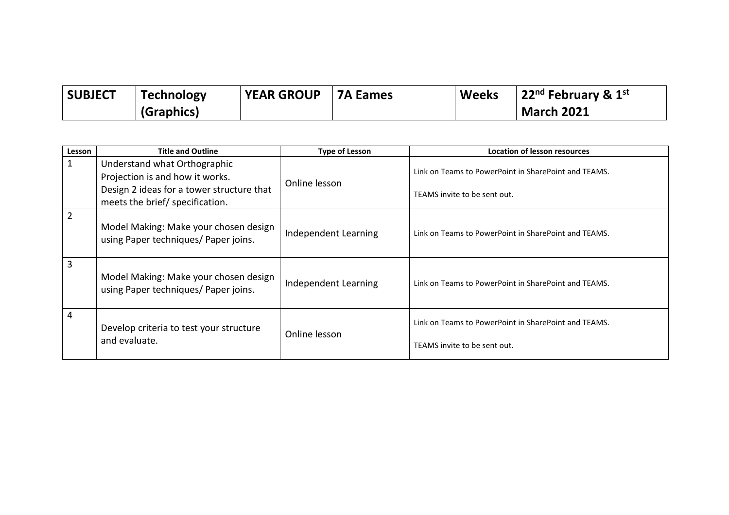| SUBJECT | Technology (Graphics) | YEAR GROUP | 7A Eames | Weeks | 22nd February & 1st March 2021 |
|---|---|---|---|---|---|

| Lesson | Title and Outline | Type of Lesson | Location of lesson resources |
|---|---|---|---|
| 1 | Understand what Orthographic Projection is and how it works. Design 2 ideas for a tower structure that meets the brief/ specification. | Online lesson | Link on Teams to PowerPoint in SharePoint and TEAMS. TEAMS invite to be sent out. |
| 2 | Model Making: Make your chosen design using Paper techniques/ Paper joins. | Independent Learning | Link on Teams to PowerPoint in SharePoint and TEAMS. |
| 3 | Model Making: Make your chosen design using Paper techniques/ Paper joins. | Independent Learning | Link on Teams to PowerPoint in SharePoint and TEAMS. |
| 4 | Develop criteria to test your structure and evaluate. | Online lesson | Link on Teams to PowerPoint in SharePoint and TEAMS. TEAMS invite to be sent out. |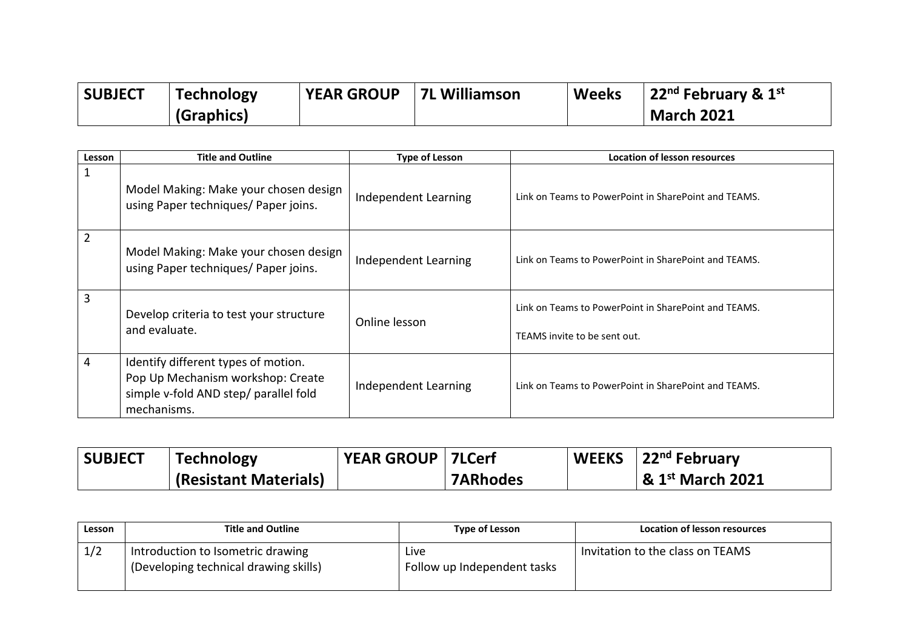| SUBJECT | Technology (Graphics) | YEAR GROUP | 7L Williamson | Weeks | 22nd February & 1st March 2021 |
|---|---|---|---|---|---|

| Lesson | Title and Outline | Type of Lesson | Location of lesson resources |
|---|---|---|---|
| 1 | Model Making: Make your chosen design using Paper techniques/ Paper joins. | Independent Learning | Link on Teams to PowerPoint in SharePoint and TEAMS. |
| 2 | Model Making: Make your chosen design using Paper techniques/ Paper joins. | Independent Learning | Link on Teams to PowerPoint in SharePoint and TEAMS. |
| 3 | Develop criteria to test your structure and evaluate. | Online lesson | Link on Teams to PowerPoint in SharePoint and TEAMS.<br><br>TEAMS invite to be sent out. |
| 4 | Identify different types of motion. Pop Up Mechanism workshop: Create simple v-fold AND step/ parallel fold mechanisms. | Independent Learning | Link on Teams to PowerPoint in SharePoint and TEAMS. |

| SUBJECT | Technology (Resistant Materials) | YEAR GROUP | 7LCerf<br>7ARhodes | WEEKS | 22nd February & 1st March 2021 |
|---|---|---|---|---|---|

| Lesson | Title and Outline | Type of Lesson | Location of lesson resources |
|---|---|---|---|
| 1/2 | Introduction to Isometric drawing<br>(Developing technical drawing skills) | Live<br>Follow up Independent tasks | Invitation to the class on TEAMS |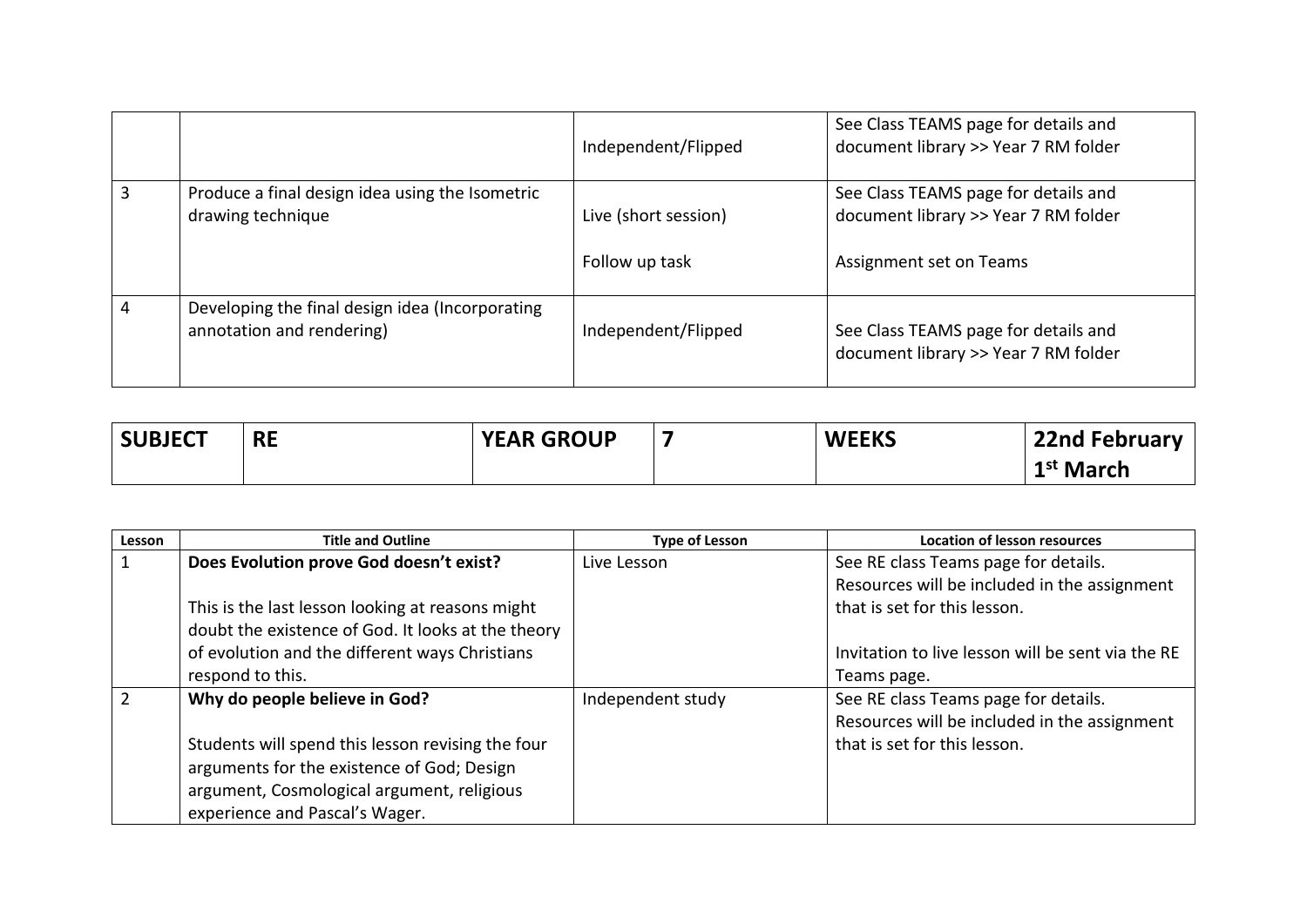| | | | |
|---|---|---|---|
| | | Independent/Flipped | See Class TEAMS page for details and document library >> Year 7 RM folder |
| 3 | Produce a final design idea using the Isometric drawing technique | Live (short session)<br><br>Follow up task | See Class TEAMS page for details and document library >> Year 7 RM folder<br><br>Assignment set on Teams |
| 4 | Developing the final design idea (Incorporating annotation and rendering) | Independent/Flipped | See Class TEAMS page for details and document library >> Year 7 RM folder |

| **SUBJECT** | **RE** | **YEAR GROUP** | **7** | **WEEKS** | **22nd February**<br>**1st March** |
|---|---|---|---|---|---|

| Lesson | Title and Outline | Type of Lesson | Location of lesson resources |
|---|---|---|---|
| 1 | **Does Evolution prove God doesn't exist?**<br><br>This is the last lesson looking at reasons might doubt the existence of God. It looks at the theory of evolution and the different ways Christians respond to this. | Live Lesson | See RE class Teams page for details. Resources will be included in the assignment that is set for this lesson.<br><br>Invitation to live lesson will be sent via the RE Teams page. |
| 2 | **Why do people believe in God?**<br><br>Students will spend this lesson revising the four arguments for the existence of God; Design argument, Cosmological argument, religious experience and Pascal's Wager. | Independent study | See RE class Teams page for details. Resources will be included in the assignment that is set for this lesson. |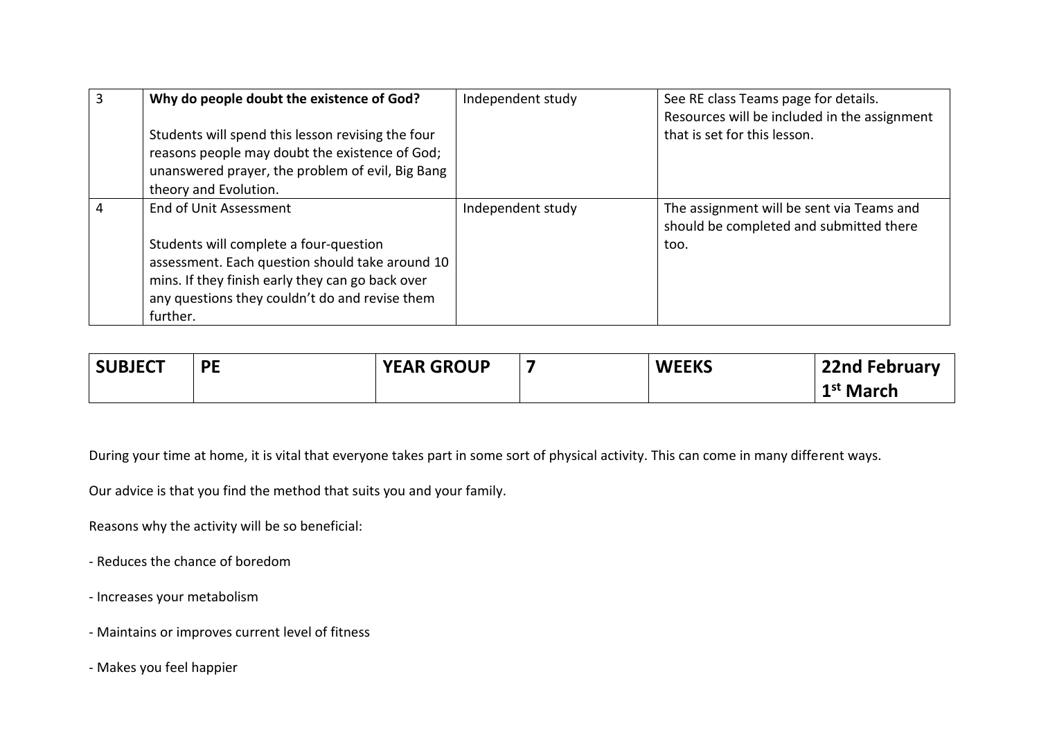| 3 | **Why do people doubt the existence of God?**<br><br>Students will spend this lesson revising the four reasons people may doubt the existence of God; unanswered prayer, the problem of evil, Big Bang theory and Evolution. | Independent study | See RE class Teams page for details. Resources will be included in the assignment that is set for this lesson. |
|---|---|---|---|
| 4 | End of Unit Assessment<br><br>Students will complete a four-question assessment. Each question should take around 10 mins. If they finish early they can go back over any questions they couldn't do and revise them further. | Independent study | The assignment will be sent via Teams and should be completed and submitted there too. |

| **SUBJECT** | **PE** | **YEAR GROUP** | **7** | **WEEKS** | **22nd February**<br>**1st March** |
|---|---|---|---|---|---|

During your time at home, it is vital that everyone takes part in some sort of physical activity. This can come in many different ways.

Our advice is that you find the method that suits you and your family.

Reasons why the activity will be so beneficial:

- Reduces the chance of boredom
- Increases your metabolism
- Maintains or improves current level of fitness
- Makes you feel happier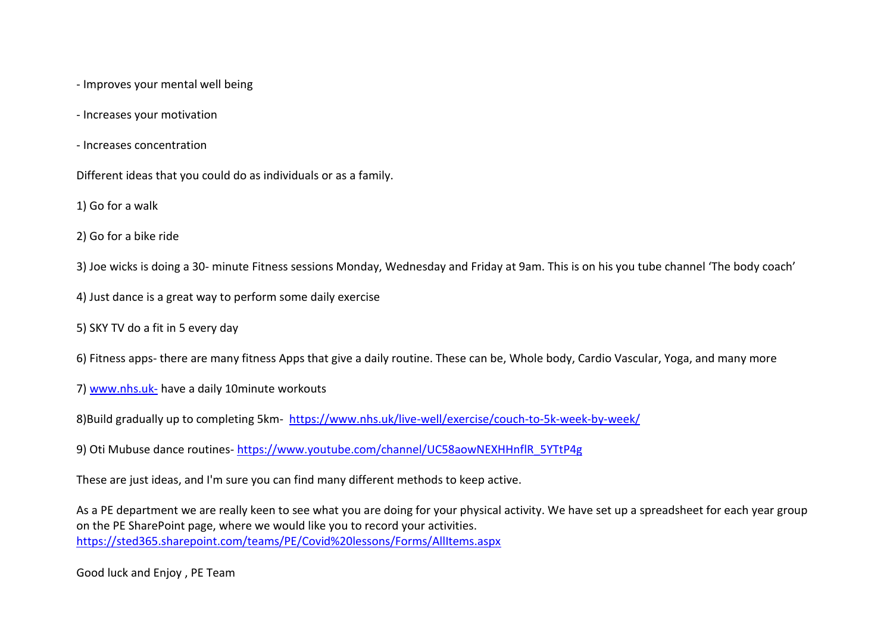- Improves your mental well being

- Increases your motivation

- Increases concentration

Different ideas that you could do as individuals or as a family.

1) Go for a walk

2) Go for a bike ride

3) Joe wicks is doing a 30- minute Fitness sessions Monday, Wednesday and Friday at 9am. This is on his you tube channel 'The body coach'

4) Just dance is a great way to perform some daily exercise

5) SKY TV do a fit in 5 every day

6) Fitness apps- there are many fitness Apps that give a daily routine. These can be, Whole body, Cardio Vascular, Yoga, and many more

7) www.nhs.uk- have a daily 10minute workouts

8)Build gradually up to completing 5km- https://www.nhs.uk/live-well/exercise/couch-to-5k-week-by-week/

9) Oti Mubuse dance routines- https://www.youtube.com/channel/UC58aowNEXHHnflR_5YTtP4g

These are just ideas, and I'm sure you can find many different methods to keep active.

As a PE department we are really keen to see what you are doing for your physical activity. We have set up a spreadsheet for each year group on the PE SharePoint page, where we would like you to record your activities.
https://sted365.sharepoint.com/teams/PE/Covid%20lessons/Forms/AllItems.aspx

Good luck and Enjoy , PE Team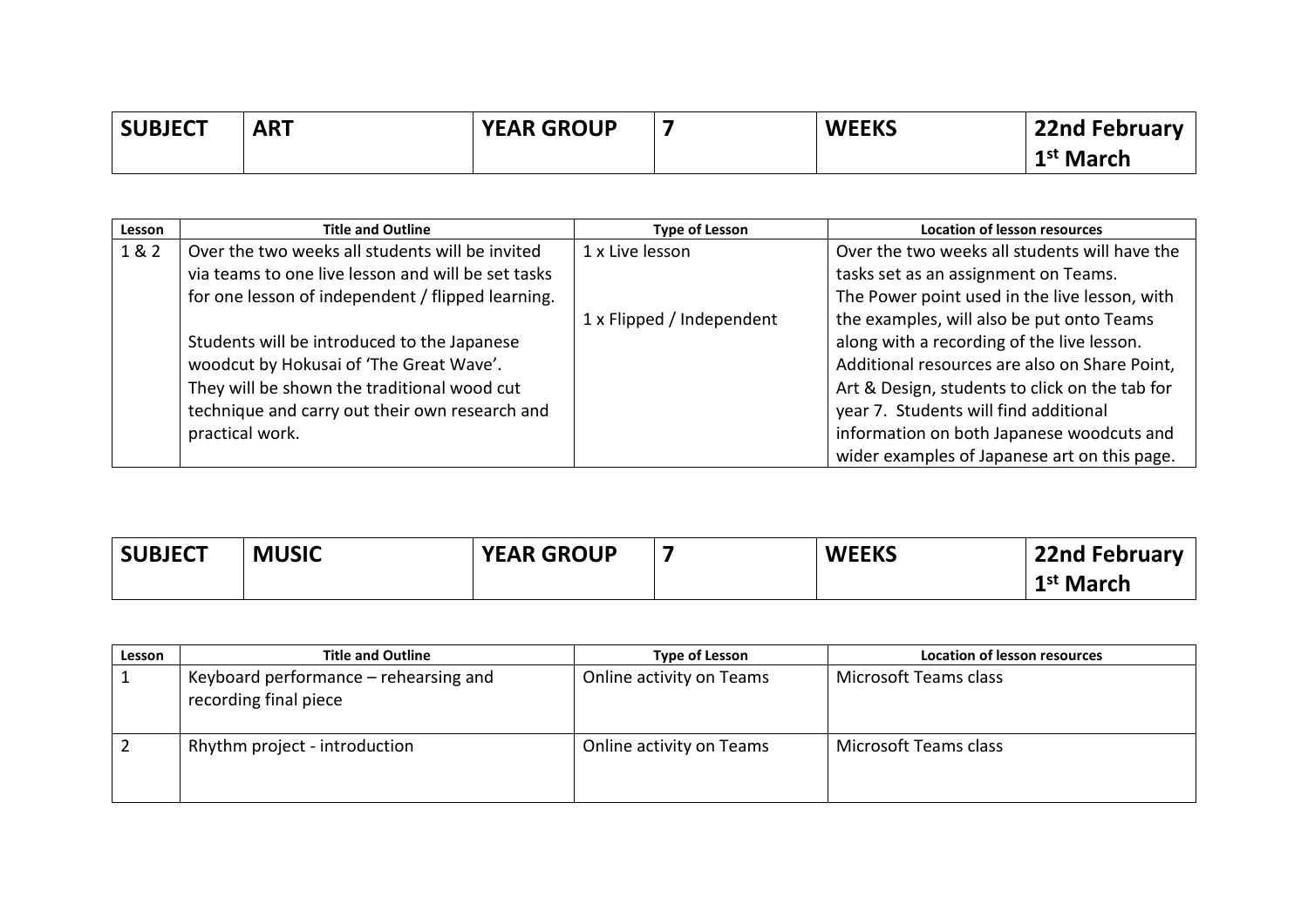| SUBJECT | ART | YEAR GROUP | 7 | WEEKS | 22nd February 1st March |
|---|---|---|---|---|---|

| Lesson | Title and Outline | Type of Lesson | Location of lesson resources |
|---|---|---|---|
| 1 & 2 | Over the two weeks all students will be invited via teams to one live lesson and will be set tasks for one lesson of independent / flipped learning.<br><br>Students will be introduced to the Japanese woodcut by Hokusai of 'The Great Wave'. They will be shown the traditional wood cut technique and carry out their own research and practical work. | 1 x Live lesson<br><br>1 x Flipped / Independent | Over the two weeks all students will have the tasks set as an assignment on Teams. The Power point used in the live lesson, with the examples, will also be put onto Teams along with a recording of the live lesson. Additional resources are also on Share Point, Art & Design, students to click on the tab for year 7. Students will find additional information on both Japanese woodcuts and wider examples of Japanese art on this page. |

| SUBJECT | MUSIC | YEAR GROUP | 7 | WEEKS | 22nd February 1st March |
|---|---|---|---|---|---|

| Lesson | Title and Outline | Type of Lesson | Location of lesson resources |
|---|---|---|---|
| 1 | Keyboard performance – rehearsing and recording final piece | Online activity on Teams | Microsoft Teams class |
| 2 | Rhythm project - introduction | Online activity on Teams | Microsoft Teams class |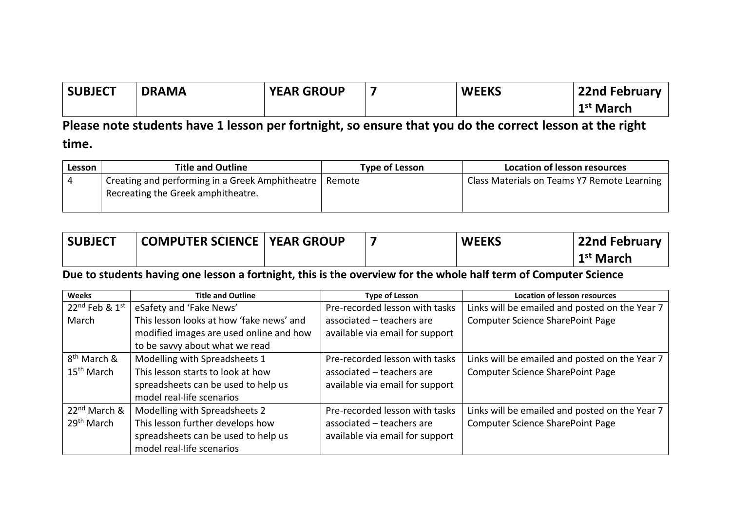| SUBJECT | DRAMA | YEAR GROUP | 7 | WEEKS | 22nd February 1st March |
|---|---|---|---|---|---|

**Please note students have 1 lesson per fortnight, so ensure that you do the correct lesson at the right time.**

| Lesson | Title and Outline | Type of Lesson | Location of lesson resources |
|---|---|---|---|
| 4 | Creating and performing in a Greek Amphitheatre Recreating the Greek amphitheatre. | Remote | Class Materials on Teams Y7 Remote Learning |

| SUBJECT | COMPUTER SCIENCE | YEAR GROUP | 7 | WEEKS | 22nd February 1st March |
|---|---|---|---|---|---|

**Due to students having one lesson a fortnight, this is the overview for the whole half term of Computer Science**

| Weeks | Title and Outline | Type of Lesson | Location of lesson resources |
|---|---|---|---|
| 22nd Feb & 1st March | eSafety and 'Fake News' This lesson looks at how 'fake news' and modified images are used online and how to be savvy about what we read | Pre-recorded lesson with tasks associated – teachers are available via email for support | Links will be emailed and posted on the Year 7 Computer Science SharePoint Page |
| 8th March & 15th March | Modelling with Spreadsheets 1 This lesson starts to look at how spreadsheets can be used to help us model real-life scenarios | Pre-recorded lesson with tasks associated – teachers are available via email for support | Links will be emailed and posted on the Year 7 Computer Science SharePoint Page |
| 22nd March & 29th March | Modelling with Spreadsheets 2 This lesson further develops how spreadsheets can be used to help us model real-life scenarios | Pre-recorded lesson with tasks associated – teachers are available via email for support | Links will be emailed and posted on the Year 7 Computer Science SharePoint Page |